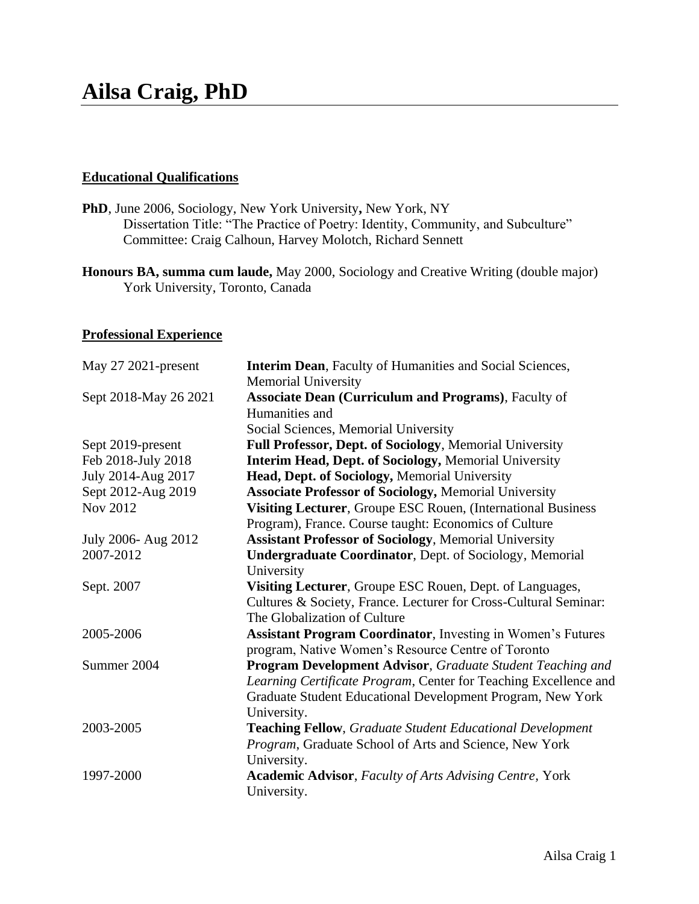# Ailsa Craig, PhD

## Educational Qualifications

**PhD**, June 2006, Sociology, New York University**,** New York, NY
Dissertation Title: "The Practice of Poetry: Identity, Community, and Subculture"
Committee: Craig Calhoun, Harvey Molotch, Richard Sennett

**Honours BA, summa cum laude,** May 2000, Sociology and Creative Writing (double major)
York University, Toronto, Canada

## Professional Experience

| | |
|---|---|
| May 27 2021-present | **Interim Dean**, Faculty of Humanities and Social Sciences, Memorial University |
| Sept 2018-May 26 2021 | **Associate Dean (Curriculum and Programs)**, Faculty of Humanities and Social Sciences, Memorial University |
| Sept 2019-present | **Full Professor, Dept. of Sociology**, Memorial University |
| Feb 2018-July 2018 | **Interim Head, Dept. of Sociology,** Memorial University |
| July 2014-Aug 2017 | **Head, Dept. of Sociology,** Memorial University |
| Sept 2012-Aug 2019 | **Associate Professor of Sociology,** Memorial University |
| Nov 2012 | **Visiting Lecturer**, Groupe ESC Rouen, (International Business Program), France. Course taught: Economics of Culture |
| July 2006- Aug 2012 | **Assistant Professor of Sociology**, Memorial University |
| 2007-2012 | **Undergraduate Coordinator**, Dept. of Sociology, Memorial University |
| Sept. 2007 | **Visiting Lecturer**, Groupe ESC Rouen, Dept. of Languages, Cultures & Society, France. Lecturer for Cross-Cultural Seminar: The Globalization of Culture |
| 2005-2006 | **Assistant Program Coordinator**, Investing in Women's Futures program, Native Women's Resource Centre of Toronto |
| Summer 2004 | **Program Development Advisor**, *Graduate Student Teaching and Learning Certificate Program*, Center for Teaching Excellence and Graduate Student Educational Development Program, New York University. |
| 2003-2005 | **Teaching Fellow**, *Graduate Student Educational Development Program*, Graduate School of Arts and Science, New York University. |
| 1997-2000 | **Academic Advisor**, *Faculty of Arts Advising Centre*, York University. |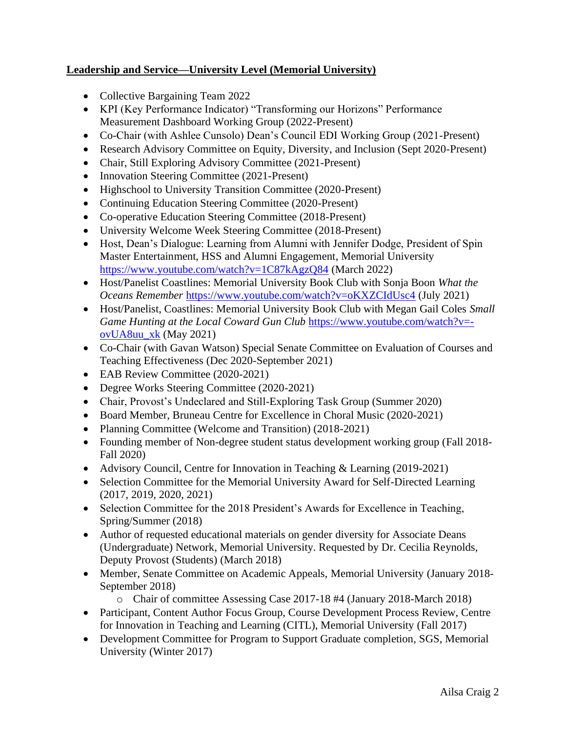**Leadership and Service—University Level (Memorial University)**

- Collective Bargaining Team 2022
- KPI (Key Performance Indicator) "Transforming our Horizons" Performance Measurement Dashboard Working Group (2022-Present)
- Co-Chair (with Ashlee Cunsolo) Dean's Council EDI Working Group (2021-Present)
- Research Advisory Committee on Equity, Diversity, and Inclusion (Sept 2020-Present)
- Chair, Still Exploring Advisory Committee (2021-Present)
- Innovation Steering Committee (2021-Present)
- Highschool to University Transition Committee (2020-Present)
- Continuing Education Steering Committee (2020-Present)
- Co-operative Education Steering Committee (2018-Present)
- University Welcome Week Steering Committee (2018-Present)
- Host, Dean's Dialogue: Learning from Alumni with Jennifer Dodge, President of Spin Master Entertainment, HSS and Alumni Engagement, Memorial University https://www.youtube.com/watch?v=1C87kAgzQ84 (March 2022)
- Host/Panelist Coastlines: Memorial University Book Club with Sonja Boon *What the Oceans Remember* https://www.youtube.com/watch?v=oKXZCIdUsc4 (July 2021)
- Host/Panelist, Coastlines: Memorial University Book Club with Megan Gail Coles *Small Game Hunting at the Local Coward Gun Club* https://www.youtube.com/watch?v=-ovUA8uu_xk (May 2021)
- Co-Chair (with Gavan Watson) Special Senate Committee on Evaluation of Courses and Teaching Effectiveness (Dec 2020-September 2021)
- EAB Review Committee (2020-2021)
- Degree Works Steering Committee (2020-2021)
- Chair, Provost's Undeclared and Still-Exploring Task Group (Summer 2020)
- Board Member, Bruneau Centre for Excellence in Choral Music (2020-2021)
- Planning Committee (Welcome and Transition) (2018-2021)
- Founding member of Non-degree student status development working group (Fall 2018-Fall 2020)
- Advisory Council, Centre for Innovation in Teaching & Learning (2019-2021)
- Selection Committee for the Memorial University Award for Self-Directed Learning (2017, 2019, 2020, 2021)
- Selection Committee for the 2018 President's Awards for Excellence in Teaching, Spring/Summer (2018)
- Author of requested educational materials on gender diversity for Associate Deans (Undergraduate) Network, Memorial University. Requested by Dr. Cecilia Reynolds, Deputy Provost (Students) (March 2018)
- Member, Senate Committee on Academic Appeals, Memorial University (January 2018-September 2018)
  - Chair of committee Assessing Case 2017-18 #4 (January 2018-March 2018)
- Participant, Content Author Focus Group, Course Development Process Review, Centre for Innovation in Teaching and Learning (CITL), Memorial University (Fall 2017)
- Development Committee for Program to Support Graduate completion, SGS, Memorial University (Winter 2017)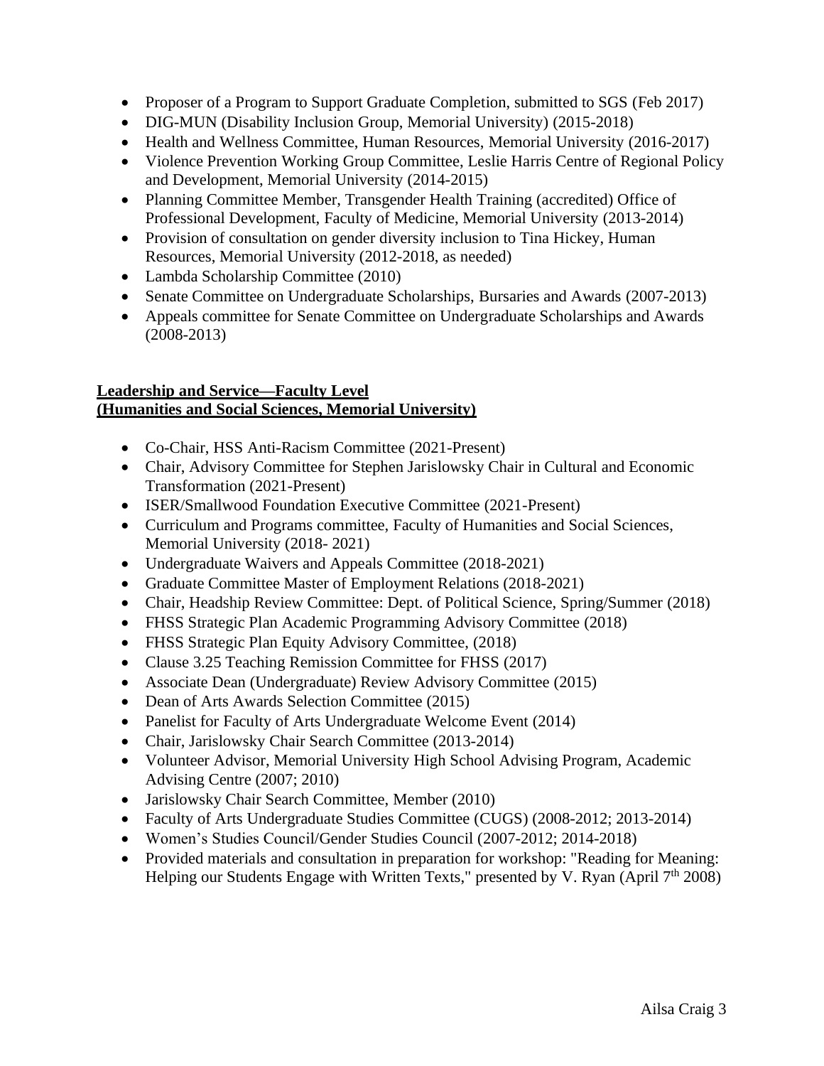- Proposer of a Program to Support Graduate Completion, submitted to SGS (Feb 2017)
- DIG-MUN (Disability Inclusion Group, Memorial University) (2015-2018)
- Health and Wellness Committee, Human Resources, Memorial University (2016-2017)
- Violence Prevention Working Group Committee, Leslie Harris Centre of Regional Policy and Development, Memorial University (2014-2015)
- Planning Committee Member, Transgender Health Training (accredited) Office of Professional Development, Faculty of Medicine, Memorial University (2013-2014)
- Provision of consultation on gender diversity inclusion to Tina Hickey, Human Resources, Memorial University (2012-2018, as needed)
- Lambda Scholarship Committee (2010)
- Senate Committee on Undergraduate Scholarships, Bursaries and Awards (2007-2013)
- Appeals committee for Senate Committee on Undergraduate Scholarships and Awards (2008-2013)

**Leadership and Service—Faculty Level**
**(Humanities and Social Sciences, Memorial University)**

- Co-Chair, HSS Anti-Racism Committee (2021-Present)
- Chair, Advisory Committee for Stephen Jarislowsky Chair in Cultural and Economic Transformation (2021-Present)
- ISER/Smallwood Foundation Executive Committee (2021-Present)
- Curriculum and Programs committee, Faculty of Humanities and Social Sciences, Memorial University (2018- 2021)
- Undergraduate Waivers and Appeals Committee (2018-2021)
- Graduate Committee Master of Employment Relations (2018-2021)
- Chair, Headship Review Committee: Dept. of Political Science, Spring/Summer (2018)
- FHSS Strategic Plan Academic Programming Advisory Committee (2018)
- FHSS Strategic Plan Equity Advisory Committee, (2018)
- Clause 3.25 Teaching Remission Committee for FHSS (2017)
- Associate Dean (Undergraduate) Review Advisory Committee (2015)
- Dean of Arts Awards Selection Committee (2015)
- Panelist for Faculty of Arts Undergraduate Welcome Event (2014)
- Chair, Jarislowsky Chair Search Committee (2013-2014)
- Volunteer Advisor, Memorial University High School Advising Program, Academic Advising Centre (2007; 2010)
- Jarislowsky Chair Search Committee, Member (2010)
- Faculty of Arts Undergraduate Studies Committee (CUGS) (2008-2012; 2013-2014)
- Women's Studies Council/Gender Studies Council (2007-2012; 2014-2018)
- Provided materials and consultation in preparation for workshop: "Reading for Meaning: Helping our Students Engage with Written Texts," presented by V. Ryan (April 7th 2008)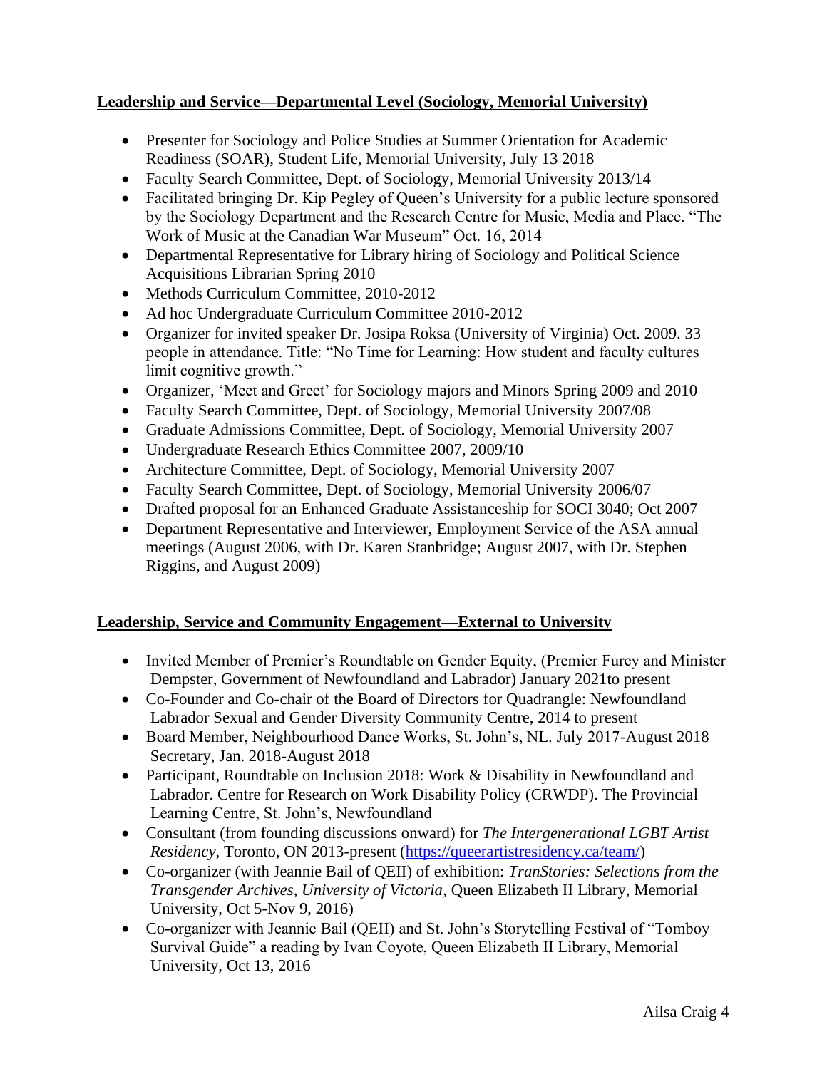**Leadership and Service—Departmental Level (Sociology, Memorial University)**

- Presenter for Sociology and Police Studies at Summer Orientation for Academic Readiness (SOAR), Student Life, Memorial University, July 13 2018
- Faculty Search Committee, Dept. of Sociology, Memorial University 2013/14
- Facilitated bringing Dr. Kip Pegley of Queen's University for a public lecture sponsored by the Sociology Department and the Research Centre for Music, Media and Place. "The Work of Music at the Canadian War Museum" Oct. 16, 2014
- Departmental Representative for Library hiring of Sociology and Political Science Acquisitions Librarian Spring 2010
- Methods Curriculum Committee, 2010-2012
- Ad hoc Undergraduate Curriculum Committee 2010-2012
- Organizer for invited speaker Dr. Josipa Roksa (University of Virginia) Oct. 2009. 33 people in attendance. Title: "No Time for Learning: How student and faculty cultures limit cognitive growth."
- Organizer, 'Meet and Greet' for Sociology majors and Minors Spring 2009 and 2010
- Faculty Search Committee, Dept. of Sociology, Memorial University 2007/08
- Graduate Admissions Committee, Dept. of Sociology, Memorial University 2007
- Undergraduate Research Ethics Committee 2007, 2009/10
- Architecture Committee, Dept. of Sociology, Memorial University 2007
- Faculty Search Committee, Dept. of Sociology, Memorial University 2006/07
- Drafted proposal for an Enhanced Graduate Assistanceship for SOCI 3040; Oct 2007
- Department Representative and Interviewer, Employment Service of the ASA annual meetings (August 2006, with Dr. Karen Stanbridge; August 2007, with Dr. Stephen Riggins, and August 2009)

**Leadership, Service and Community Engagement—External to University**

- Invited Member of Premier's Roundtable on Gender Equity, (Premier Furey and Minister Dempster, Government of Newfoundland and Labrador) January 2021to present
- Co-Founder and Co-chair of the Board of Directors for Quadrangle: Newfoundland Labrador Sexual and Gender Diversity Community Centre, 2014 to present
- Board Member, Neighbourhood Dance Works, St. John's, NL. July 2017-August 2018 Secretary, Jan. 2018-August 2018
- Participant, Roundtable on Inclusion 2018: Work & Disability in Newfoundland and Labrador. Centre for Research on Work Disability Policy (CRWDP). The Provincial Learning Centre, St. John's, Newfoundland
- Consultant (from founding discussions onward) for *The Intergenerational LGBT Artist Residency*, Toronto, ON 2013-present (https://queerartistresidency.ca/team/)
- Co-organizer (with Jeannie Bail of QEII) of exhibition: *TranStories: Selections from the Transgender Archives, University of Victoria*, Queen Elizabeth II Library, Memorial University, Oct 5-Nov 9, 2016)
- Co-organizer with Jeannie Bail (QEII) and St. John's Storytelling Festival of "Tomboy Survival Guide" a reading by Ivan Coyote, Queen Elizabeth II Library, Memorial University, Oct 13, 2016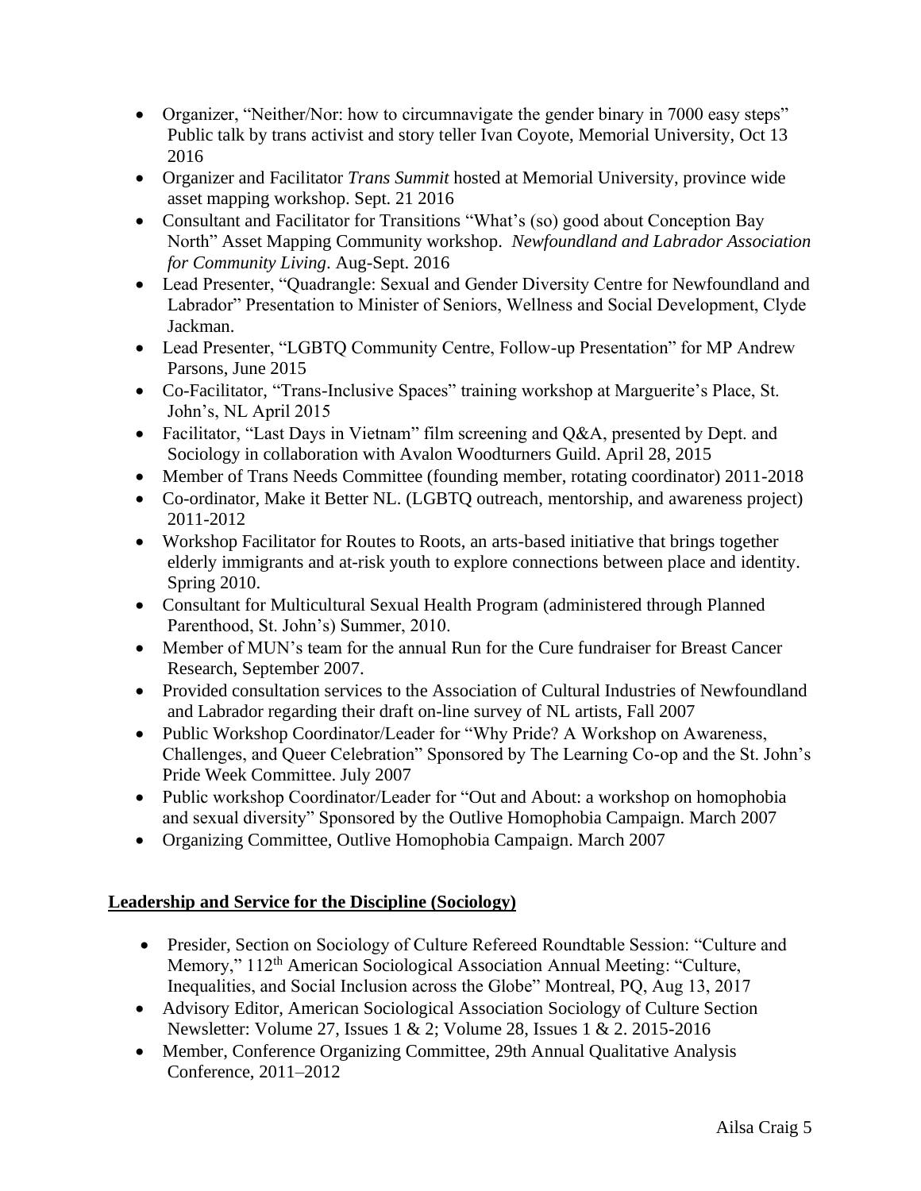- Organizer, "Neither/Nor: how to circumnavigate the gender binary in 7000 easy steps" Public talk by trans activist and story teller Ivan Coyote, Memorial University, Oct 13 2016
- Organizer and Facilitator *Trans Summit* hosted at Memorial University, province wide asset mapping workshop. Sept. 21 2016
- Consultant and Facilitator for Transitions "What's (so) good about Conception Bay North" Asset Mapping Community workshop. *Newfoundland and Labrador Association for Community Living*. Aug-Sept. 2016
- Lead Presenter, "Quadrangle: Sexual and Gender Diversity Centre for Newfoundland and Labrador" Presentation to Minister of Seniors, Wellness and Social Development, Clyde Jackman.
- Lead Presenter, "LGBTQ Community Centre, Follow-up Presentation" for MP Andrew Parsons, June 2015
- Co-Facilitator, "Trans-Inclusive Spaces" training workshop at Marguerite's Place, St. John's, NL April 2015
- Facilitator, "Last Days in Vietnam" film screening and Q&A, presented by Dept. and Sociology in collaboration with Avalon Woodturners Guild. April 28, 2015
- Member of Trans Needs Committee (founding member, rotating coordinator) 2011-2018
- Co-ordinator, Make it Better NL. (LGBTQ outreach, mentorship, and awareness project) 2011-2012
- Workshop Facilitator for Routes to Roots, an arts-based initiative that brings together elderly immigrants and at-risk youth to explore connections between place and identity. Spring 2010.
- Consultant for Multicultural Sexual Health Program (administered through Planned Parenthood, St. John's) Summer, 2010.
- Member of MUN's team for the annual Run for the Cure fundraiser for Breast Cancer Research, September 2007.
- Provided consultation services to the Association of Cultural Industries of Newfoundland and Labrador regarding their draft on-line survey of NL artists, Fall 2007
- Public Workshop Coordinator/Leader for "Why Pride? A Workshop on Awareness, Challenges, and Queer Celebration" Sponsored by The Learning Co-op and the St. John's Pride Week Committee. July 2007
- Public workshop Coordinator/Leader for "Out and About: a workshop on homophobia and sexual diversity" Sponsored by the Outlive Homophobia Campaign. March 2007
- Organizing Committee, Outlive Homophobia Campaign. March 2007

## Leadership and Service for the Discipline (Sociology)

- Presider, Section on Sociology of Culture Refereed Roundtable Session: "Culture and Memory," 112th American Sociological Association Annual Meeting: "Culture, Inequalities, and Social Inclusion across the Globe" Montreal, PQ, Aug 13, 2017
- Advisory Editor, American Sociological Association Sociology of Culture Section Newsletter: Volume 27, Issues 1 & 2; Volume 28, Issues 1 & 2. 2015-2016
- Member, Conference Organizing Committee, 29th Annual Qualitative Analysis Conference, 2011–2012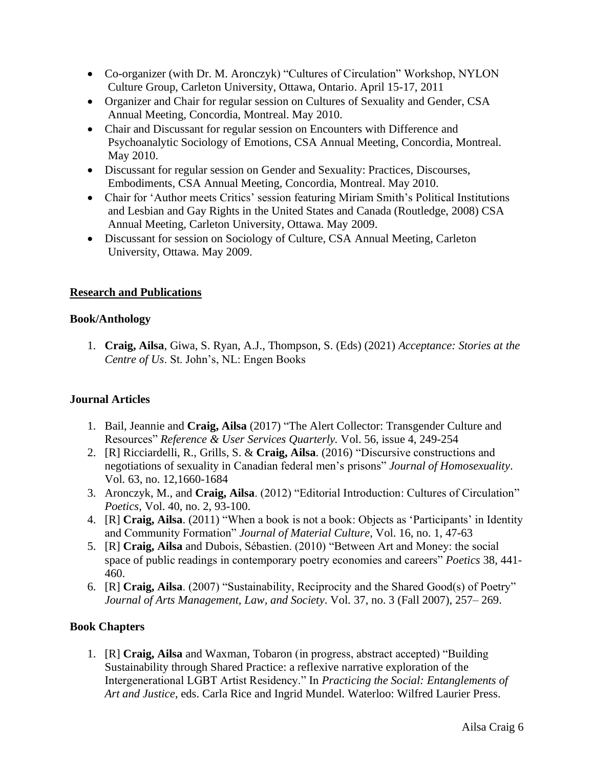- Co-organizer (with Dr. M. Aronczyk) "Cultures of Circulation" Workshop, NYLON Culture Group, Carleton University, Ottawa, Ontario. April 15-17, 2011
- Organizer and Chair for regular session on Cultures of Sexuality and Gender, CSA Annual Meeting, Concordia, Montreal. May 2010.
- Chair and Discussant for regular session on Encounters with Difference and Psychoanalytic Sociology of Emotions, CSA Annual Meeting, Concordia, Montreal. May 2010.
- Discussant for regular session on Gender and Sexuality: Practices, Discourses, Embodiments, CSA Annual Meeting, Concordia, Montreal. May 2010.
- Chair for 'Author meets Critics' session featuring Miriam Smith's Political Institutions and Lesbian and Gay Rights in the United States and Canada (Routledge, 2008) CSA Annual Meeting, Carleton University, Ottawa. May 2009.
- Discussant for session on Sociology of Culture, CSA Annual Meeting, Carleton University, Ottawa. May 2009.

## Research and Publications

### Book/Anthology

1. **Craig, Ailsa**, Giwa, S. Ryan, A.J., Thompson, S. (Eds) (2021) *Acceptance: Stories at the Centre of Us*. St. John's, NL: Engen Books

### Journal Articles

1. Bail, Jeannie and **Craig, Ailsa** (2017) "The Alert Collector: Transgender Culture and Resources" *Reference & User Services Quarterly.* Vol. 56, issue 4, 249-254
2. [R] Ricciardelli, R., Grills, S. & **Craig, Ailsa**. (2016) "Discursive constructions and negotiations of sexuality in Canadian federal men's prisons" *Journal of Homosexuality*. Vol. 63, no. 12,1660-1684
3. Aronczyk, M., and **Craig, Ailsa**. (2012) "Editorial Introduction: Cultures of Circulation" *Poetics*, Vol. 40, no. 2, 93-100.
4. [R] **Craig, Ailsa**. (2011) "When a book is not a book: Objects as 'Participants' in Identity and Community Formation" *Journal of Material Culture*, Vol. 16, no. 1, 47-63
5. [R] **Craig, Ailsa** and Dubois, Sébastien. (2010) "Between Art and Money: the social space of public readings in contemporary poetry economies and careers" *Poetics* 38, 441-460.
6. [R] **Craig, Ailsa**. (2007) "Sustainability, Reciprocity and the Shared Good(s) of Poetry" *Journal of Arts Management, Law, and Society*. Vol. 37, no. 3 (Fall 2007), 257– 269.

### Book Chapters

1. [R] **Craig, Ailsa** and Waxman, Tobaron (in progress, abstract accepted) "Building Sustainability through Shared Practice: a reflexive narrative exploration of the Intergenerational LGBT Artist Residency." In *Practicing the Social: Entanglements of Art and Justice*, eds. Carla Rice and Ingrid Mundel. Waterloo: Wilfred Laurier Press.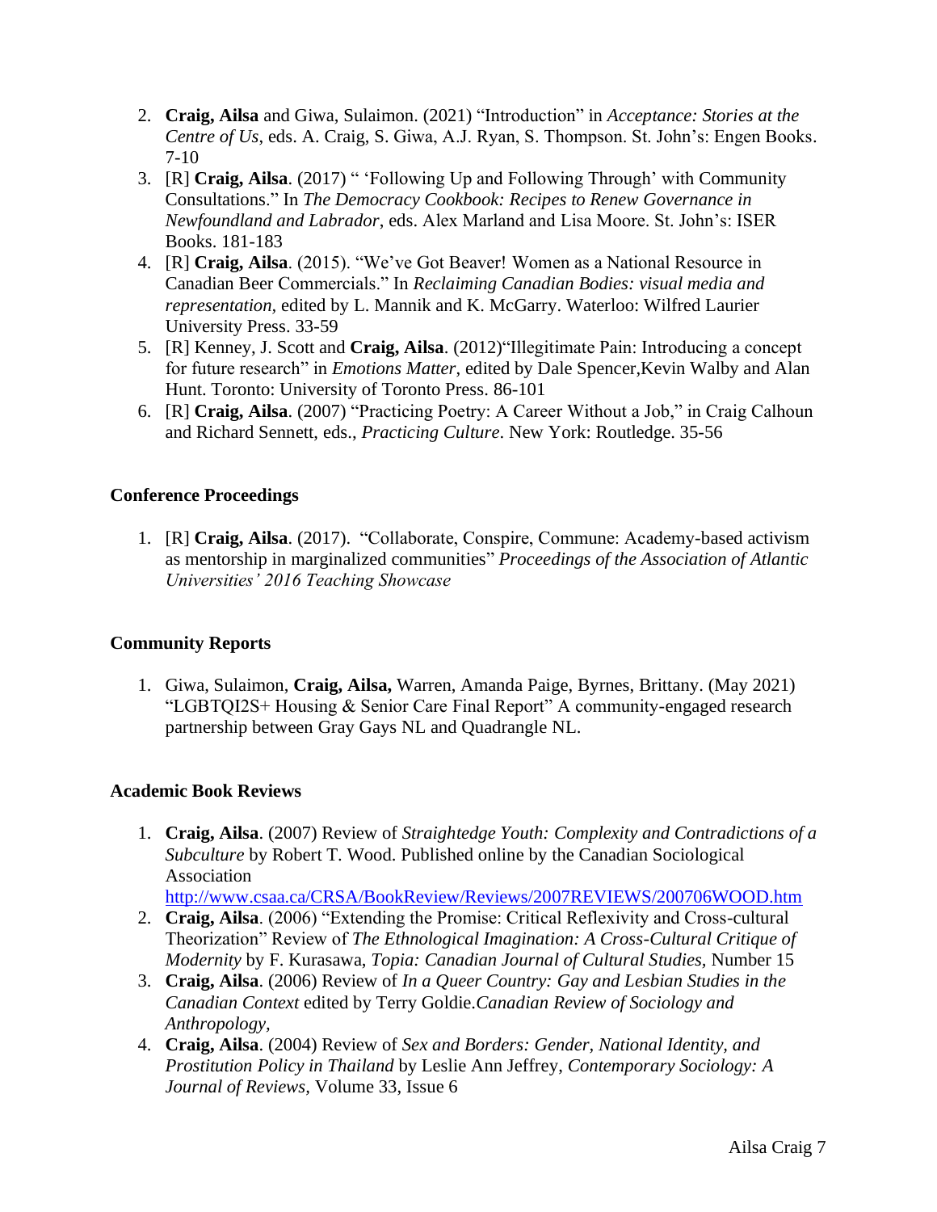2. **Craig, Ailsa** and Giwa, Sulaimon. (2021) "Introduction" in *Acceptance: Stories at the Centre of Us*, eds. A. Craig, S. Giwa, A.J. Ryan, S. Thompson. St. John's: Engen Books. 7-10
3. [R] **Craig, Ailsa**. (2017) " 'Following Up and Following Through' with Community Consultations." In *The Democracy Cookbook: Recipes to Renew Governance in Newfoundland and Labrador*, eds. Alex Marland and Lisa Moore. St. John's: ISER Books. 181-183
4. [R] **Craig, Ailsa**. (2015). "We've Got Beaver! Women as a National Resource in Canadian Beer Commercials." In *Reclaiming Canadian Bodies: visual media and representation,* edited by L. Mannik and K. McGarry. Waterloo: Wilfred Laurier University Press. 33-59
5. [R] Kenney, J. Scott and **Craig, Ailsa**. (2012)"Illegitimate Pain: Introducing a concept for future research" in *Emotions Matter*, edited by Dale Spencer,Kevin Walby and Alan Hunt. Toronto: University of Toronto Press. 86-101
6. [R] **Craig, Ailsa**. (2007) "Practicing Poetry: A Career Without a Job," in Craig Calhoun and Richard Sennett, eds., *Practicing Culture*. New York: Routledge. 35-56

### Conference Proceedings

1. [R] **Craig, Ailsa**. (2017). "Collaborate, Conspire, Commune: Academy-based activism as mentorship in marginalized communities" *Proceedings of the Association of Atlantic Universities' 2016 Teaching Showcase*

### Community Reports

1. Giwa, Sulaimon, **Craig, Ailsa,** Warren, Amanda Paige, Byrnes, Brittany. (May 2021) "LGBTQI2S+ Housing & Senior Care Final Report" A community-engaged research partnership between Gray Gays NL and Quadrangle NL.

### Academic Book Reviews

1. **Craig, Ailsa**. (2007) Review of *Straightedge Youth: Complexity and Contradictions of a Subculture* by Robert T. Wood. Published online by the Canadian Sociological Association http://www.csaa.ca/CRSA/BookReview/Reviews/2007REVIEWS/200706WOOD.htm
2. **Craig, Ailsa**. (2006) "Extending the Promise: Critical Reflexivity and Cross-cultural Theorization" Review of *The Ethnological Imagination: A Cross-Cultural Critique of Modernity* by F. Kurasawa, *Topia: Canadian Journal of Cultural Studies,* Number 15
3. **Craig, Ailsa**. (2006) Review of *In a Queer Country: Gay and Lesbian Studies in the Canadian Context* edited by Terry Goldie.*Canadian Review of Sociology and Anthropology,*
4. **Craig, Ailsa**. (2004) Review of *Sex and Borders: Gender, National Identity, and Prostitution Policy in Thailand* by Leslie Ann Jeffrey, *Contemporary Sociology: A Journal of Reviews,* Volume 33, Issue 6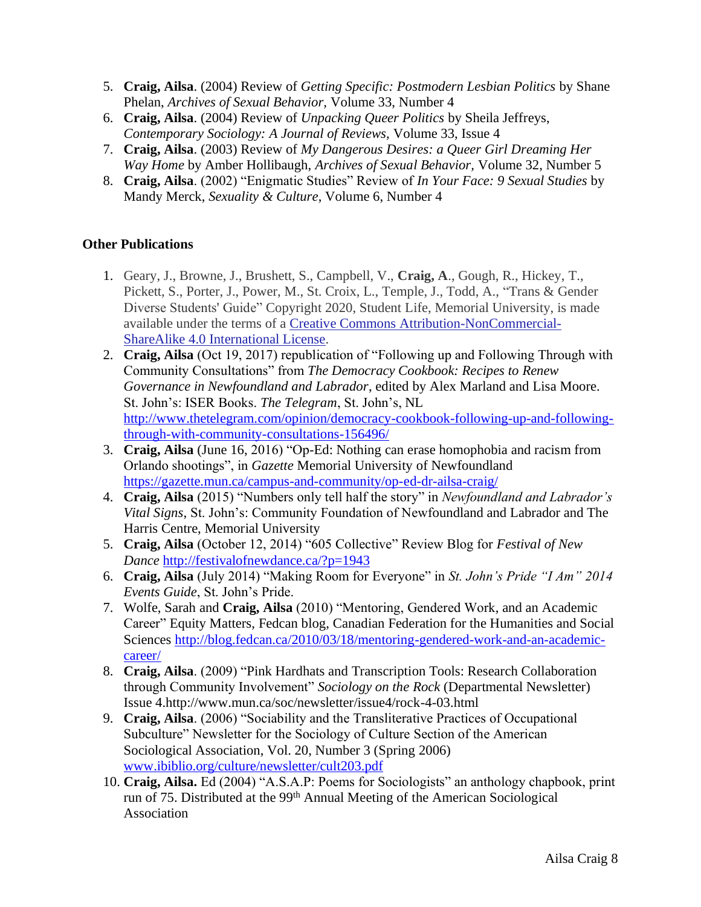5. **Craig, Ailsa**. (2004) Review of *Getting Specific: Postmodern Lesbian Politics* by Shane Phelan, *Archives of Sexual Behavior*, Volume 33, Number 4
6. **Craig, Ailsa**. (2004) Review of *Unpacking Queer Politics* by Sheila Jeffreys, *Contemporary Sociology: A Journal of Reviews*, Volume 33, Issue 4
7. **Craig, Ailsa**. (2003) Review of *My Dangerous Desires: a Queer Girl Dreaming Her Way Home* by Amber Hollibaugh, *Archives of Sexual Behavior*, Volume 32, Number 5
8. **Craig, Ailsa**. (2002) "Enigmatic Studies" Review of *In Your Face: 9 Sexual Studies* by Mandy Merck, *Sexuality & Culture*, Volume 6, Number 4

**Other Publications**

1. Geary, J., Browne, J., Brushett, S., Campbell, V., **Craig, A**., Gough, R., Hickey, T., Pickett, S., Porter, J., Power, M., St. Croix, L., Temple, J., Todd, A., "Trans & Gender Diverse Students' Guide" Copyright 2020, Student Life, Memorial University, is made available under the terms of a Creative Commons Attribution-NonCommercial-ShareAlike 4.0 International License.
2. **Craig, Ailsa** (Oct 19, 2017) republication of "Following up and Following Through with Community Consultations" from *The Democracy Cookbook: Recipes to Renew Governance in Newfoundland and Labrador*, edited by Alex Marland and Lisa Moore. St. John's: ISER Books. *The Telegram*, St. John's, NL http://www.thetelegram.com/opinion/democracy-cookbook-following-up-and-following-through-with-community-consultations-156496/
3. **Craig, Ailsa** (June 16, 2016) "Op-Ed: Nothing can erase homophobia and racism from Orlando shootings", in *Gazette* Memorial University of Newfoundland https://gazette.mun.ca/campus-and-community/op-ed-dr-ailsa-craig/
4. **Craig, Ailsa** (2015) "Numbers only tell half the story" in *Newfoundland and Labrador's Vital Signs*, St. John's: Community Foundation of Newfoundland and Labrador and The Harris Centre, Memorial University
5. **Craig, Ailsa** (October 12, 2014) "605 Collective" Review Blog for *Festival of New Dance* http://festivalofnewdance.ca/?p=1943
6. **Craig, Ailsa** (July 2014) "Making Room for Everyone" in *St. John's Pride "I Am" 2014 Events Guide*, St. John's Pride.
7. Wolfe, Sarah and **Craig, Ailsa** (2010) "Mentoring, Gendered Work, and an Academic Career" Equity Matters, Fedcan blog, Canadian Federation for the Humanities and Social Sciences http://blog.fedcan.ca/2010/03/18/mentoring-gendered-work-and-an-academic-career/
8. **Craig, Ailsa**. (2009) "Pink Hardhats and Transcription Tools: Research Collaboration through Community Involvement" *Sociology on the Rock* (Departmental Newsletter) Issue 4.http://www.mun.ca/soc/newsletter/issue4/rock-4-03.html
9. **Craig, Ailsa**. (2006) "Sociability and the Transliterative Practices of Occupational Subculture" Newsletter for the Sociology of Culture Section of the American Sociological Association, Vol. 20, Number 3 (Spring 2006) www.ibiblio.org/culture/newsletter/cult203.pdf
10. **Craig, Ailsa.** Ed (2004) "A.S.A.P: Poems for Sociologists" an anthology chapbook, print run of 75. Distributed at the 99th Annual Meeting of the American Sociological Association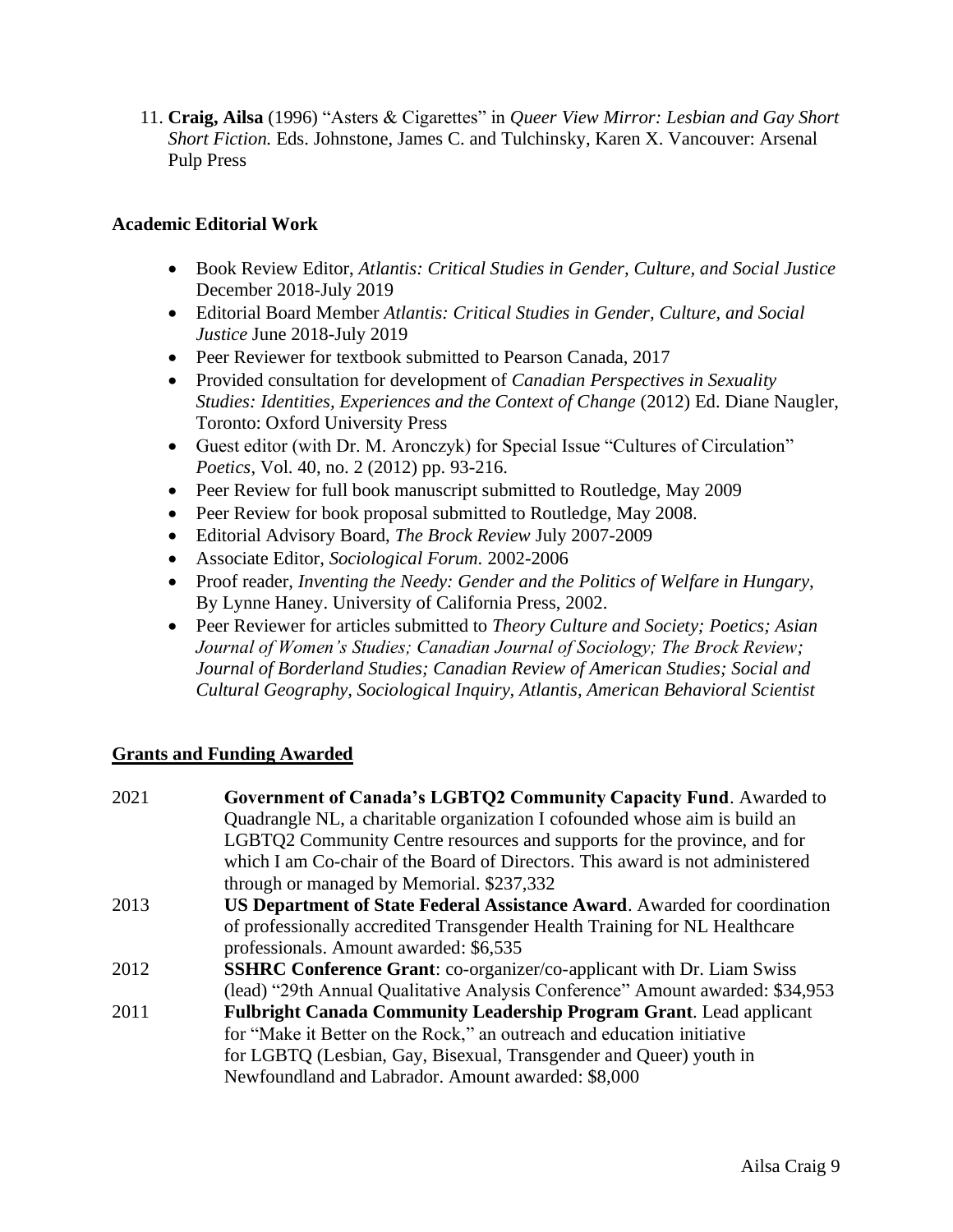11. **Craig, Ailsa** (1996) "Asters & Cigarettes" in *Queer View Mirror: Lesbian and Gay Short Short Fiction.* Eds. Johnstone, James C. and Tulchinsky, Karen X. Vancouver: Arsenal Pulp Press

**Academic Editorial Work**

- Book Review Editor, *Atlantis: Critical Studies in Gender, Culture, and Social Justice* December 2018-July 2019
- Editorial Board Member *Atlantis: Critical Studies in Gender, Culture, and Social Justice* June 2018-July 2019
- Peer Reviewer for textbook submitted to Pearson Canada, 2017
- Provided consultation for development of *Canadian Perspectives in Sexuality Studies: Identities, Experiences and the Context of Change* (2012) Ed. Diane Naugler, Toronto: Oxford University Press
- Guest editor (with Dr. M. Aronczyk) for Special Issue "Cultures of Circulation" *Poetics*, Vol. 40, no. 2 (2012) pp. 93-216.
- Peer Review for full book manuscript submitted to Routledge, May 2009
- Peer Review for book proposal submitted to Routledge, May 2008.
- Editorial Advisory Board, *The Brock Review* July 2007-2009
- Associate Editor, *Sociological Forum.* 2002-2006
- Proof reader, *Inventing the Needy: Gender and the Politics of Welfare in Hungary,* By Lynne Haney. University of California Press, 2002.
- Peer Reviewer for articles submitted to *Theory Culture and Society; Poetics; Asian Journal of Women's Studies; Canadian Journal of Sociology; The Brock Review; Journal of Borderland Studies; Canadian Review of American Studies; Social and Cultural Geography, Sociological Inquiry, Atlantis, American Behavioral Scientist*

**Grants and Funding Awarded**

2021 **Government of Canada's LGBTQ2 Community Capacity Fund**. Awarded to Quadrangle NL, a charitable organization I cofounded whose aim is build an LGBTQ2 Community Centre resources and supports for the province, and for which I am Co-chair of the Board of Directors. This award is not administered through or managed by Memorial. $237,332

2013 **US Department of State Federal Assistance Award**. Awarded for coordination of professionally accredited Transgender Health Training for NL Healthcare professionals. Amount awarded: $6,535

2012 **SSHRC Conference Grant**: co-organizer/co-applicant with Dr. Liam Swiss (lead) "29th Annual Qualitative Analysis Conference" Amount awarded: $34,953

2011 **Fulbright Canada Community Leadership Program Grant**. Lead applicant for "Make it Better on the Rock," an outreach and education initiative for LGBTQ (Lesbian, Gay, Bisexual, Transgender and Queer) youth in Newfoundland and Labrador. Amount awarded: $8,000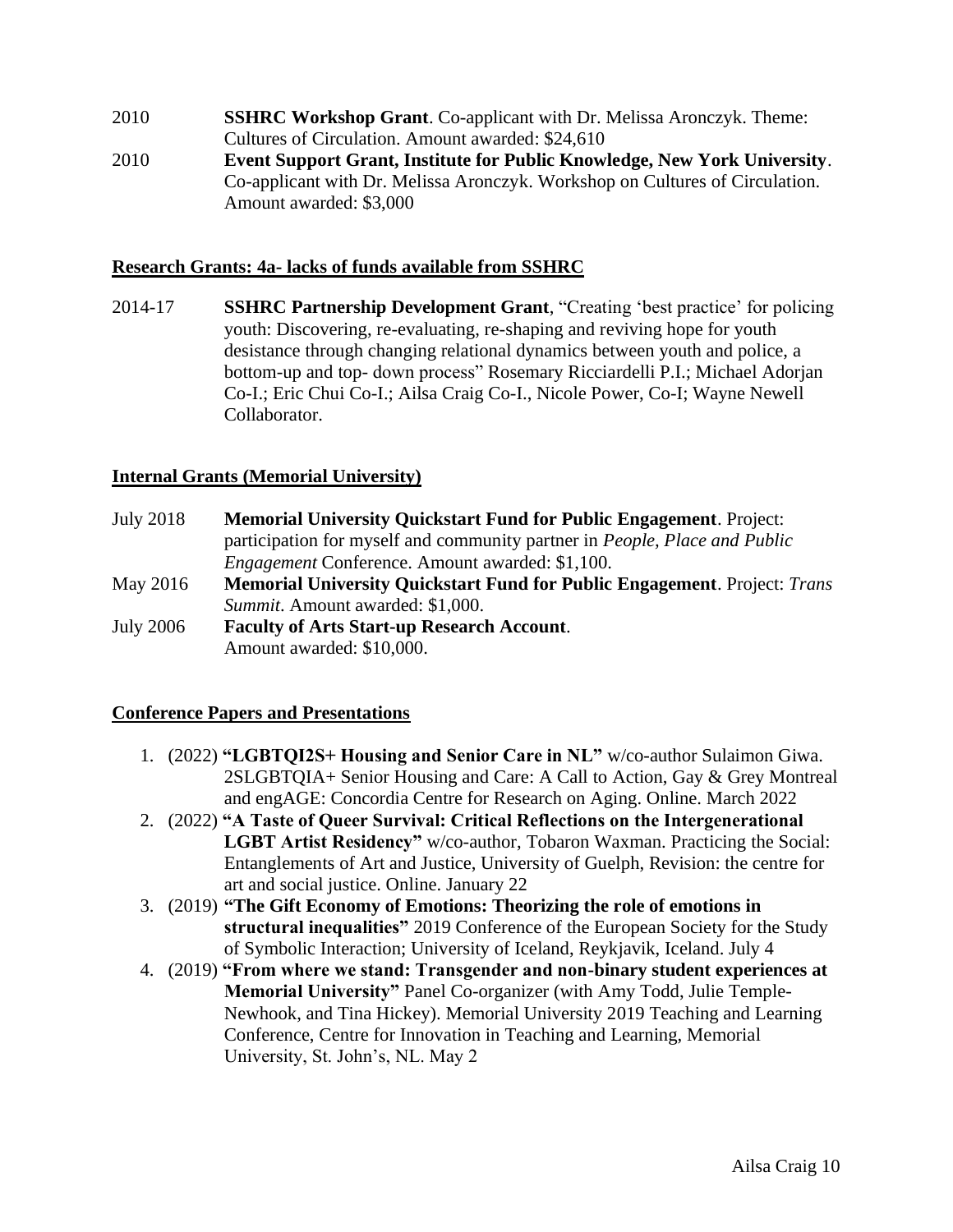2010 **SSHRC Workshop Grant**. Co-applicant with Dr. Melissa Aronczyk. Theme: Cultures of Circulation. Amount awarded: $24,610

2010 **Event Support Grant, Institute for Public Knowledge, New York University**. Co-applicant with Dr. Melissa Aronczyk. Workshop on Cultures of Circulation. Amount awarded: $3,000

## Research Grants: 4a- lacks of funds available from SSHRC

2014-17 **SSHRC Partnership Development Grant**, "Creating 'best practice' for policing youth: Discovering, re-evaluating, re-shaping and reviving hope for youth desistance through changing relational dynamics between youth and police, a bottom-up and top- down process" Rosemary Ricciardelli P.I.; Michael Adorjan Co-I.; Eric Chui Co-I.; Ailsa Craig Co-I., Nicole Power, Co-I; Wayne Newell Collaborator.

## Internal Grants (Memorial University)

July 2018 **Memorial University Quickstart Fund for Public Engagement**. Project: participation for myself and community partner in *People, Place and Public Engagement* Conference. Amount awarded: $1,100.

May 2016 **Memorial University Quickstart Fund for Public Engagement**. Project: *Trans Summit*. Amount awarded: $1,000.

July 2006 **Faculty of Arts Start-up Research Account**. Amount awarded: $10,000.

## Conference Papers and Presentations

1. (2022) **"LGBTQI2S+ Housing and Senior Care in NL"** w/co-author Sulaimon Giwa. 2SLGBTQIA+ Senior Housing and Care: A Call to Action, Gay & Grey Montreal and engAGE: Concordia Centre for Research on Aging. Online. March 2022
2. (2022) **"A Taste of Queer Survival: Critical Reflections on the Intergenerational LGBT Artist Residency"** w/co-author, Tobaron Waxman. Practicing the Social: Entanglements of Art and Justice, University of Guelph, Revision: the centre for art and social justice. Online. January 22
3. (2019) **"The Gift Economy of Emotions: Theorizing the role of emotions in structural inequalities"** 2019 Conference of the European Society for the Study of Symbolic Interaction; University of Iceland, Reykjavik, Iceland. July 4
4. (2019) **"From where we stand: Transgender and non-binary student experiences at Memorial University"** Panel Co-organizer (with Amy Todd, Julie Temple-Newhook, and Tina Hickey). Memorial University 2019 Teaching and Learning Conference, Centre for Innovation in Teaching and Learning, Memorial University, St. John's, NL. May 2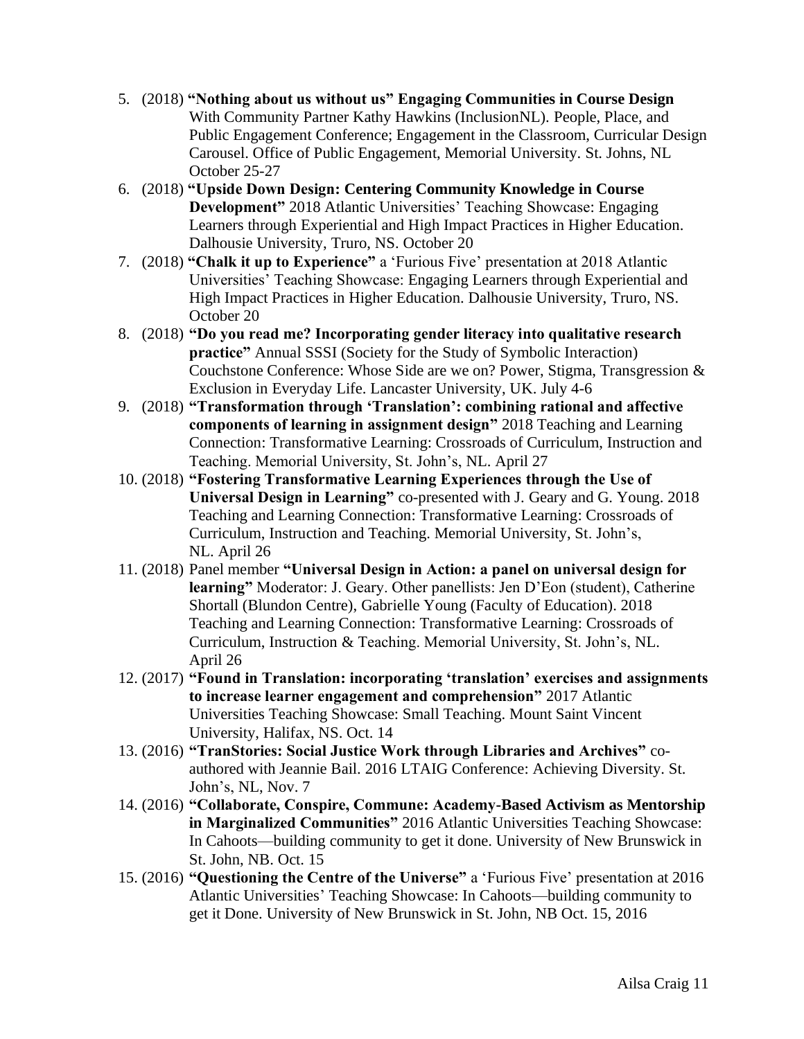5. (2018) **"Nothing about us without us" Engaging Communities in Course Design** With Community Partner Kathy Hawkins (InclusionNL). People, Place, and Public Engagement Conference; Engagement in the Classroom, Curricular Design Carousel. Office of Public Engagement, Memorial University. St. Johns, NL October 25-27
6. (2018) **"Upside Down Design: Centering Community Knowledge in Course Development"** 2018 Atlantic Universities' Teaching Showcase: Engaging Learners through Experiential and High Impact Practices in Higher Education. Dalhousie University, Truro, NS. October 20
7. (2018) **"Chalk it up to Experience"** a 'Furious Five' presentation at 2018 Atlantic Universities' Teaching Showcase: Engaging Learners through Experiential and High Impact Practices in Higher Education. Dalhousie University, Truro, NS. October 20
8. (2018) **"Do you read me? Incorporating gender literacy into qualitative research practice"** Annual SSSI (Society for the Study of Symbolic Interaction) Couchstone Conference: Whose Side are we on? Power, Stigma, Transgression & Exclusion in Everyday Life. Lancaster University, UK. July 4-6
9. (2018) **"Transformation through 'Translation': combining rational and affective components of learning in assignment design"** 2018 Teaching and Learning Connection: Transformative Learning: Crossroads of Curriculum, Instruction and Teaching. Memorial University, St. John's, NL. April 27
10. (2018) **"Fostering Transformative Learning Experiences through the Use of Universal Design in Learning"** co-presented with J. Geary and G. Young. 2018 Teaching and Learning Connection: Transformative Learning: Crossroads of Curriculum, Instruction and Teaching. Memorial University, St. John's, NL. April 26
11. (2018) Panel member **"Universal Design in Action: a panel on universal design for learning"** Moderator: J. Geary. Other panellists: Jen D'Eon (student), Catherine Shortall (Blundon Centre), Gabrielle Young (Faculty of Education). 2018 Teaching and Learning Connection: Transformative Learning: Crossroads of Curriculum, Instruction & Teaching. Memorial University, St. John's, NL. April 26
12. (2017) **"Found in Translation: incorporating 'translation' exercises and assignments to increase learner engagement and comprehension"** 2017 Atlantic Universities Teaching Showcase: Small Teaching. Mount Saint Vincent University, Halifax, NS. Oct. 14
13. (2016) **"TranStories: Social Justice Work through Libraries and Archives"** co-authored with Jeannie Bail. 2016 LTAIG Conference: Achieving Diversity. St. John's, NL, Nov. 7
14. (2016) **"Collaborate, Conspire, Commune: Academy-Based Activism as Mentorship in Marginalized Communities"** 2016 Atlantic Universities Teaching Showcase: In Cahoots—building community to get it done. University of New Brunswick in St. John, NB. Oct. 15
15. (2016) **"Questioning the Centre of the Universe"** a 'Furious Five' presentation at 2016 Atlantic Universities' Teaching Showcase: In Cahoots—building community to get it Done. University of New Brunswick in St. John, NB Oct. 15, 2016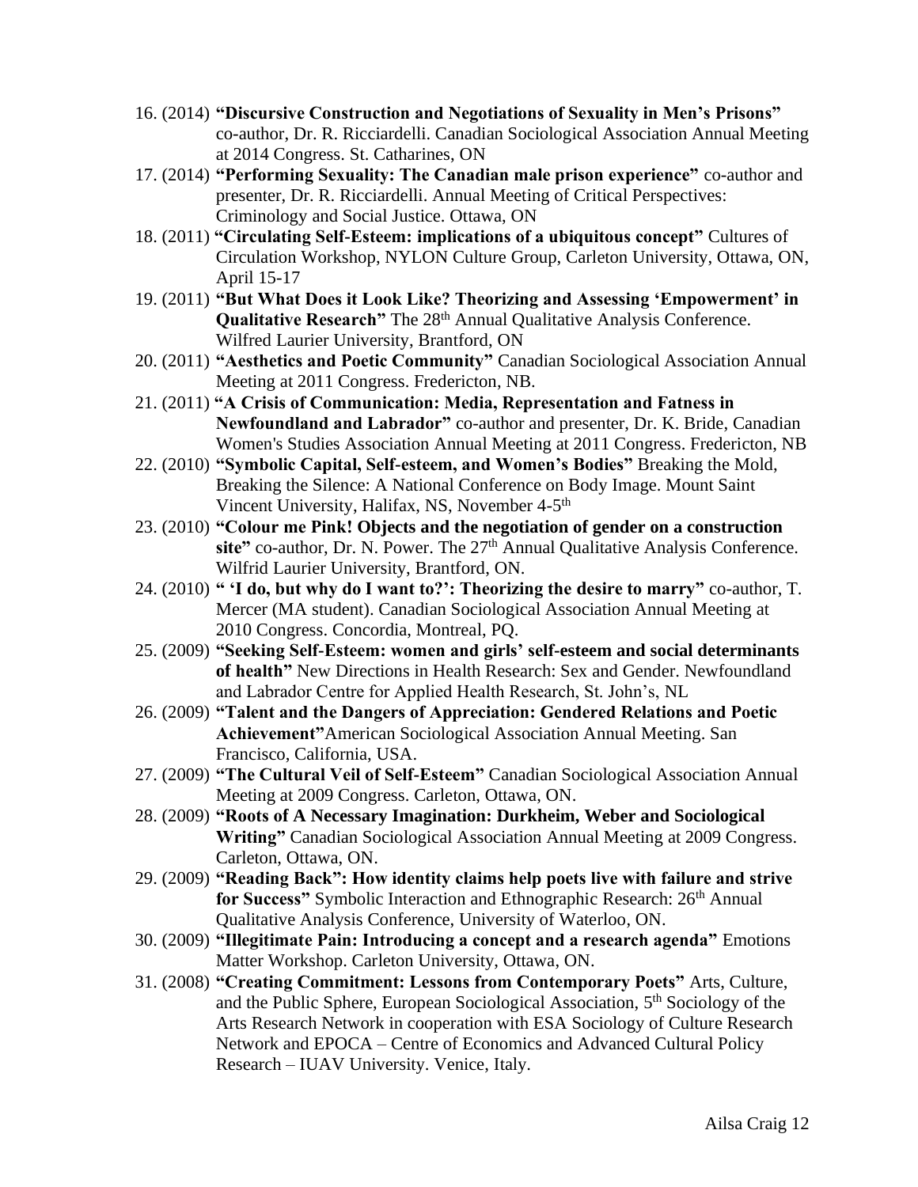16. (2014) **"Discursive Construction and Negotiations of Sexuality in Men's Prisons"** co-author, Dr. R. Ricciardelli. Canadian Sociological Association Annual Meeting at 2014 Congress. St. Catharines, ON
17. (2014) **"Performing Sexuality: The Canadian male prison experience"** co-author and presenter, Dr. R. Ricciardelli. Annual Meeting of Critical Perspectives: Criminology and Social Justice. Ottawa, ON
18. (2011) **"Circulating Self-Esteem: implications of a ubiquitous concept"** Cultures of Circulation Workshop, NYLON Culture Group, Carleton University, Ottawa, ON, April 15-17
19. (2011) **"But What Does it Look Like? Theorizing and Assessing 'Empowerment' in Qualitative Research"** The 28th Annual Qualitative Analysis Conference. Wilfred Laurier University, Brantford, ON
20. (2011) **"Aesthetics and Poetic Community"** Canadian Sociological Association Annual Meeting at 2011 Congress. Fredericton, NB.
21. (2011) **"A Crisis of Communication: Media, Representation and Fatness in Newfoundland and Labrador"** co-author and presenter, Dr. K. Bride, Canadian Women's Studies Association Annual Meeting at 2011 Congress. Fredericton, NB
22. (2010) **"Symbolic Capital, Self-esteem, and Women's Bodies"** Breaking the Mold, Breaking the Silence: A National Conference on Body Image. Mount Saint Vincent University, Halifax, NS, November 4-5th
23. (2010) **"Colour me Pink! Objects and the negotiation of gender on a construction site"** co-author, Dr. N. Power. The 27th Annual Qualitative Analysis Conference. Wilfrid Laurier University, Brantford, ON.
24. (2010) **" 'I do, but why do I want to?': Theorizing the desire to marry"** co-author, T. Mercer (MA student). Canadian Sociological Association Annual Meeting at 2010 Congress. Concordia, Montreal, PQ.
25. (2009) **"Seeking Self-Esteem: women and girls' self-esteem and social determinants of health"** New Directions in Health Research: Sex and Gender. Newfoundland and Labrador Centre for Applied Health Research, St. John's, NL
26. (2009) **"Talent and the Dangers of Appreciation: Gendered Relations and Poetic Achievement"**American Sociological Association Annual Meeting. San Francisco, California, USA.
27. (2009) **"The Cultural Veil of Self-Esteem"** Canadian Sociological Association Annual Meeting at 2009 Congress. Carleton, Ottawa, ON.
28. (2009) **"Roots of A Necessary Imagination: Durkheim, Weber and Sociological Writing"** Canadian Sociological Association Annual Meeting at 2009 Congress. Carleton, Ottawa, ON.
29. (2009) **"Reading Back": How identity claims help poets live with failure and strive for Success"** Symbolic Interaction and Ethnographic Research: 26th Annual Qualitative Analysis Conference, University of Waterloo, ON.
30. (2009) **"Illegitimate Pain: Introducing a concept and a research agenda"** Emotions Matter Workshop. Carleton University, Ottawa, ON.
31. (2008) **"Creating Commitment: Lessons from Contemporary Poets"** Arts, Culture, and the Public Sphere, European Sociological Association, 5th Sociology of the Arts Research Network in cooperation with ESA Sociology of Culture Research Network and EPOCA – Centre of Economics and Advanced Cultural Policy Research – IUAV University. Venice, Italy.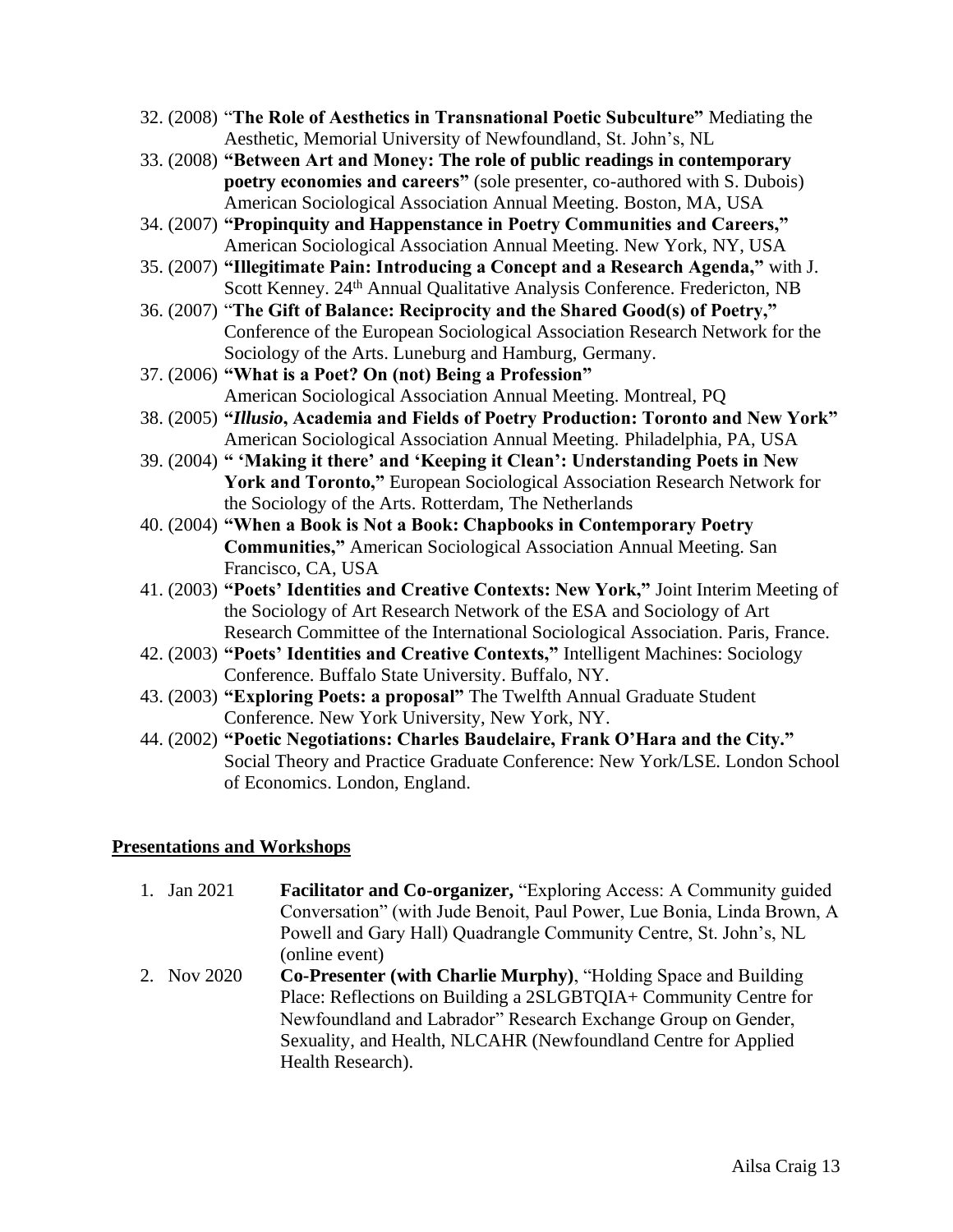32. (2008) "**The Role of Aesthetics in Transnational Poetic Subculture"** Mediating the Aesthetic, Memorial University of Newfoundland, St. John's, NL
33. (2008) **"Between Art and Money: The role of public readings in contemporary poetry economies and careers"** (sole presenter, co-authored with S. Dubois) American Sociological Association Annual Meeting. Boston, MA, USA
34. (2007) **"Propinquity and Happenstance in Poetry Communities and Careers,"** American Sociological Association Annual Meeting. New York, NY, USA
35. (2007) **"Illegitimate Pain: Introducing a Concept and a Research Agenda,"** with J. Scott Kenney. 24th Annual Qualitative Analysis Conference. Fredericton, NB
36. (2007) "**The Gift of Balance: Reciprocity and the Shared Good(s) of Poetry,"** Conference of the European Sociological Association Research Network for the Sociology of the Arts. Luneburg and Hamburg, Germany.
37. (2006) **"What is a Poet? On (not) Being a Profession"** American Sociological Association Annual Meeting. Montreal, PQ
38. (2005) **"*Illusio*, Academia and Fields of Poetry Production: Toronto and New York"** American Sociological Association Annual Meeting. Philadelphia, PA, USA
39. (2004) **" 'Making it there' and 'Keeping it Clean': Understanding Poets in New York and Toronto,"** European Sociological Association Research Network for the Sociology of the Arts. Rotterdam, The Netherlands
40. (2004) **"When a Book is Not a Book: Chapbooks in Contemporary Poetry Communities,"** American Sociological Association Annual Meeting. San Francisco, CA, USA
41. (2003) **"Poets' Identities and Creative Contexts: New York,"** Joint Interim Meeting of the Sociology of Art Research Network of the ESA and Sociology of Art Research Committee of the International Sociological Association. Paris, France.
42. (2003) **"Poets' Identities and Creative Contexts,"** Intelligent Machines: Sociology Conference. Buffalo State University. Buffalo, NY.
43. (2003) **"Exploring Poets: a proposal"** The Twelfth Annual Graduate Student Conference. New York University, New York, NY.
44. (2002) **"Poetic Negotiations: Charles Baudelaire, Frank O'Hara and the City."** Social Theory and Practice Graduate Conference: New York/LSE. London School of Economics. London, England.

## Presentations and Workshops

1. Jan 2021 — **Facilitator and Co-organizer,** "Exploring Access: A Community guided Conversation" (with Jude Benoit, Paul Power, Lue Bonia, Linda Brown, A Powell and Gary Hall) Quadrangle Community Centre, St. John's, NL (online event)
2. Nov 2020 — **Co-Presenter (with Charlie Murphy)**, "Holding Space and Building Place: Reflections on Building a 2SLGBTQIA+ Community Centre for Newfoundland and Labrador" Research Exchange Group on Gender, Sexuality, and Health, NLCAHR (Newfoundland Centre for Applied Health Research).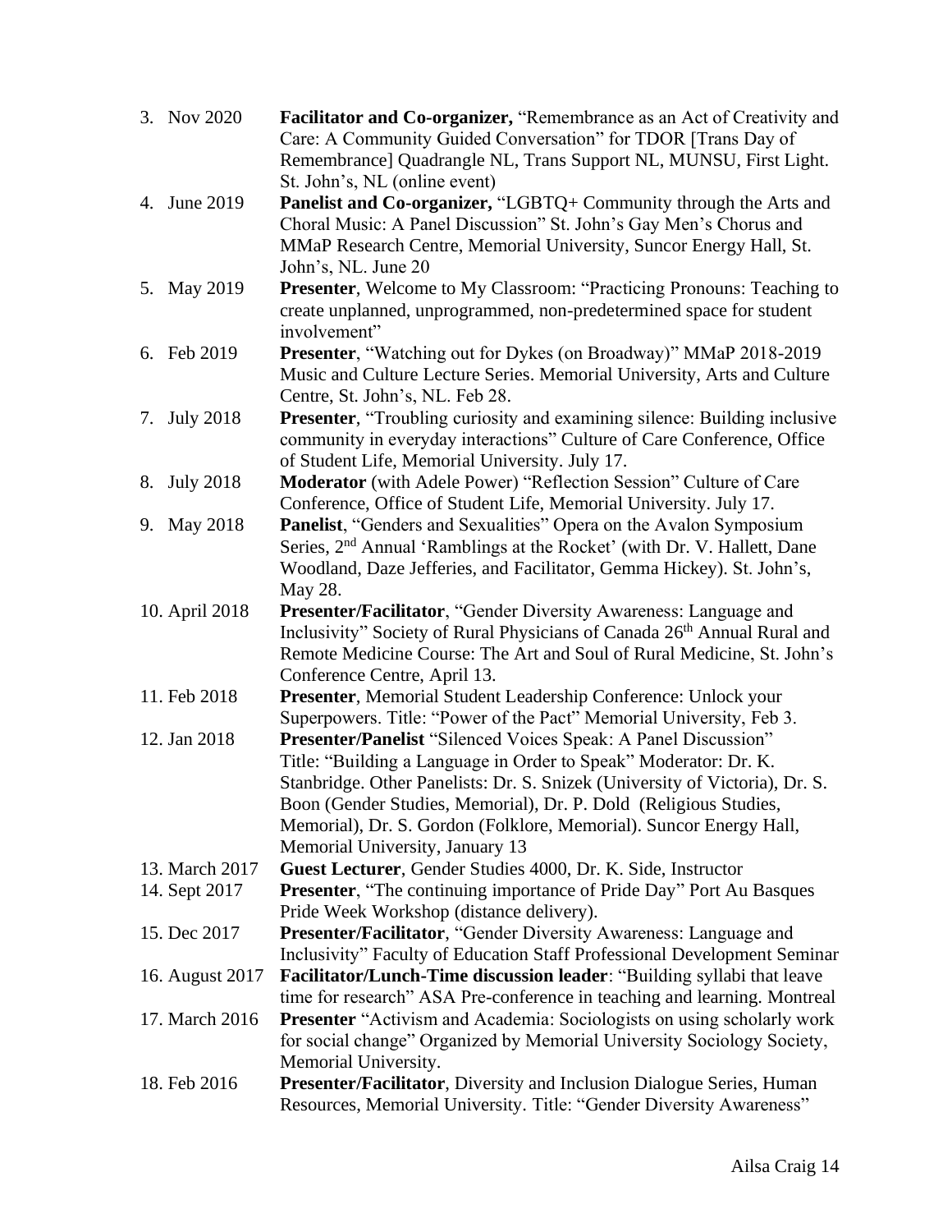3. Nov 2020 — **Facilitator and Co-organizer,** "Remembrance as an Act of Creativity and Care: A Community Guided Conversation" for TDOR [Trans Day of Remembrance] Quadrangle NL, Trans Support NL, MUNSU, First Light. St. John's, NL (online event)
4. June 2019 — **Panelist and Co-organizer,** "LGBTQ+ Community through the Arts and Choral Music: A Panel Discussion" St. John's Gay Men's Chorus and MMaP Research Centre, Memorial University, Suncor Energy Hall, St. John's, NL. June 20
5. May 2019 — **Presenter**, Welcome to My Classroom: "Practicing Pronouns: Teaching to create unplanned, unprogrammed, non-predetermined space for student involvement"
6. Feb 2019 — **Presenter**, "Watching out for Dykes (on Broadway)" MMaP 2018-2019 Music and Culture Lecture Series. Memorial University, Arts and Culture Centre, St. John's, NL. Feb 28.
7. July 2018 — **Presenter**, "Troubling curiosity and examining silence: Building inclusive community in everyday interactions" Culture of Care Conference, Office of Student Life, Memorial University. July 17.
8. July 2018 — **Moderator** (with Adele Power) "Reflection Session" Culture of Care Conference, Office of Student Life, Memorial University. July 17.
9. May 2018 — **Panelist**, "Genders and Sexualities" Opera on the Avalon Symposium Series, 2nd Annual 'Ramblings at the Rocket' (with Dr. V. Hallett, Dane Woodland, Daze Jefferies, and Facilitator, Gemma Hickey). St. John's, May 28.
10. April 2018 — **Presenter/Facilitator**, "Gender Diversity Awareness: Language and Inclusivity" Society of Rural Physicians of Canada 26th Annual Rural and Remote Medicine Course: The Art and Soul of Rural Medicine, St. John's Conference Centre, April 13.
11. Feb 2018 — **Presenter**, Memorial Student Leadership Conference: Unlock your Superpowers. Title: "Power of the Pact" Memorial University, Feb 3.
12. Jan 2018 — **Presenter/Panelist** "Silenced Voices Speak: A Panel Discussion" Title: "Building a Language in Order to Speak" Moderator: Dr. K. Stanbridge. Other Panelists: Dr. S. Snizek (University of Victoria), Dr. S. Boon (Gender Studies, Memorial), Dr. P. Dold (Religious Studies, Memorial), Dr. S. Gordon (Folklore, Memorial). Suncor Energy Hall, Memorial University, January 13
13. March 2017 — **Guest Lecturer**, Gender Studies 4000, Dr. K. Side, Instructor
14. Sept 2017 — **Presenter**, "The continuing importance of Pride Day" Port Au Basques Pride Week Workshop (distance delivery).
15. Dec 2017 — **Presenter/Facilitator**, "Gender Diversity Awareness: Language and Inclusivity" Faculty of Education Staff Professional Development Seminar
16. August 2017 — **Facilitator/Lunch-Time discussion leader**: "Building syllabi that leave time for research" ASA Pre-conference in teaching and learning. Montreal
17. March 2016 — **Presenter** "Activism and Academia: Sociologists on using scholarly work for social change" Organized by Memorial University Sociology Society, Memorial University.
18. Feb 2016 — **Presenter/Facilitator**, Diversity and Inclusion Dialogue Series, Human Resources, Memorial University. Title: "Gender Diversity Awareness"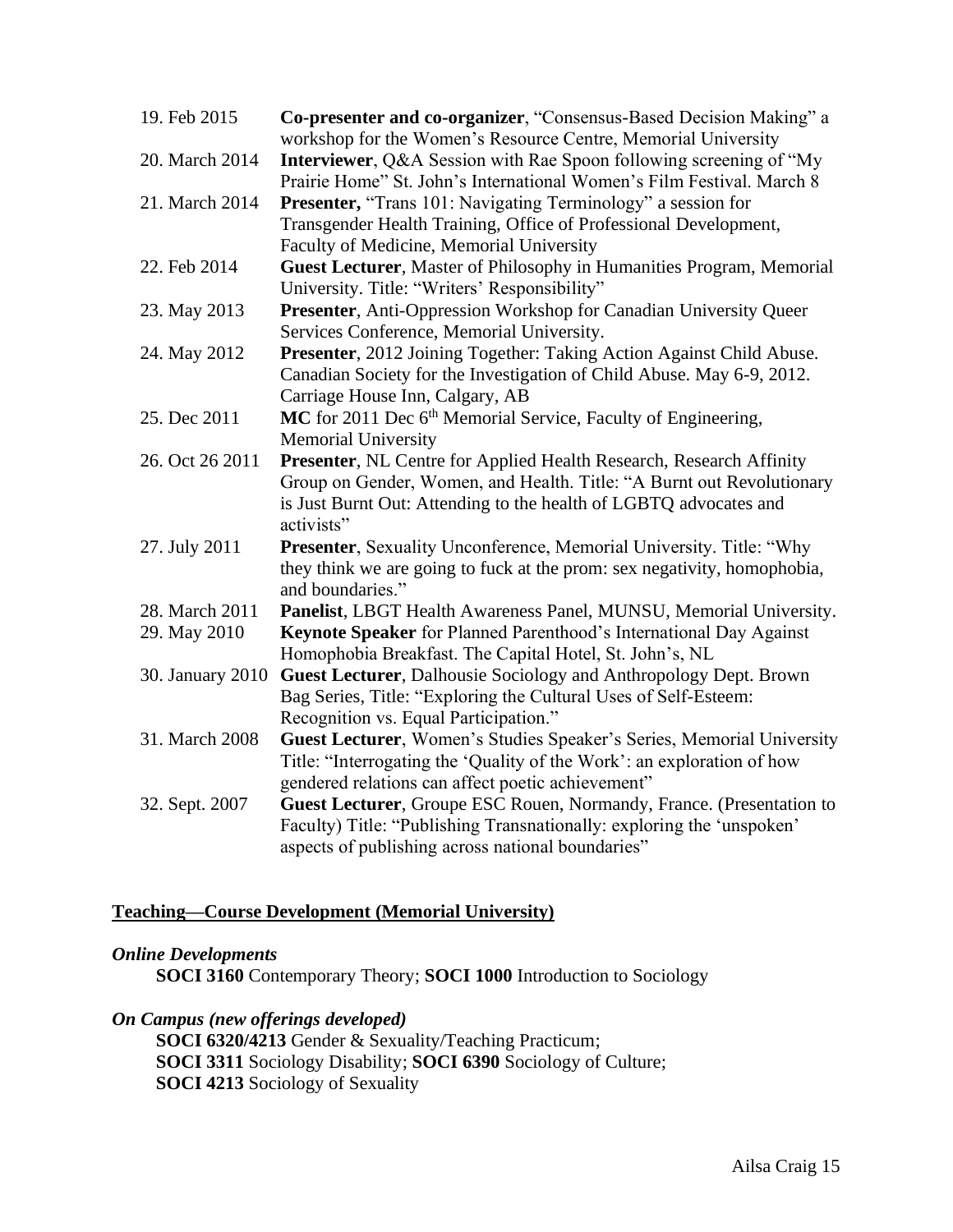19. Feb 2015 — **Co-presenter and co-organizer**, "Consensus-Based Decision Making" a workshop for the Women's Resource Centre, Memorial University
20. March 2014 — **Interviewer**, Q&A Session with Rae Spoon following screening of "My Prairie Home" St. John's International Women's Film Festival. March 8
21. March 2014 — **Presenter,** "Trans 101: Navigating Terminology" a session for Transgender Health Training, Office of Professional Development, Faculty of Medicine, Memorial University
22. Feb 2014 — **Guest Lecturer**, Master of Philosophy in Humanities Program, Memorial University. Title: "Writers' Responsibility"
23. May 2013 — **Presenter**, Anti-Oppression Workshop for Canadian University Queer Services Conference, Memorial University.
24. May 2012 — **Presenter**, 2012 Joining Together: Taking Action Against Child Abuse. Canadian Society for the Investigation of Child Abuse. May 6-9, 2012. Carriage House Inn, Calgary, AB
25. Dec 2011 — **MC** for 2011 Dec 6th Memorial Service, Faculty of Engineering, Memorial University
26. Oct 26 2011 — **Presenter**, NL Centre for Applied Health Research, Research Affinity Group on Gender, Women, and Health. Title: "A Burnt out Revolutionary is Just Burnt Out: Attending to the health of LGBTQ advocates and activists"
27. July 2011 — **Presenter**, Sexuality Unconference, Memorial University. Title: "Why they think we are going to fuck at the prom: sex negativity, homophobia, and boundaries."
28. March 2011 — **Panelist**, LBGT Health Awareness Panel, MUNSU, Memorial University.
29. May 2010 — **Keynote Speaker** for Planned Parenthood's International Day Against Homophobia Breakfast. The Capital Hotel, St. John's, NL
30. January 2010 — **Guest Lecturer**, Dalhousie Sociology and Anthropology Dept. Brown Bag Series, Title: "Exploring the Cultural Uses of Self-Esteem: Recognition vs. Equal Participation."
31. March 2008 — **Guest Lecturer**, Women's Studies Speaker's Series, Memorial University Title: "Interrogating the 'Quality of the Work': an exploration of how gendered relations can affect poetic achievement"
32. Sept. 2007 — **Guest Lecturer**, Groupe ESC Rouen, Normandy, France. (Presentation to Faculty) Title: "Publishing Transnationally: exploring the 'unspoken' aspects of publishing across national boundaries"

## Teaching—Course Development (Memorial University)

### *Online Developments*

**SOCI 3160** Contemporary Theory; **SOCI 1000** Introduction to Sociology

### *On Campus (new offerings developed)*

**SOCI 6320/4213** Gender & Sexuality/Teaching Practicum;
**SOCI 3311** Sociology Disability; **SOCI 6390** Sociology of Culture;
**SOCI 4213** Sociology of Sexuality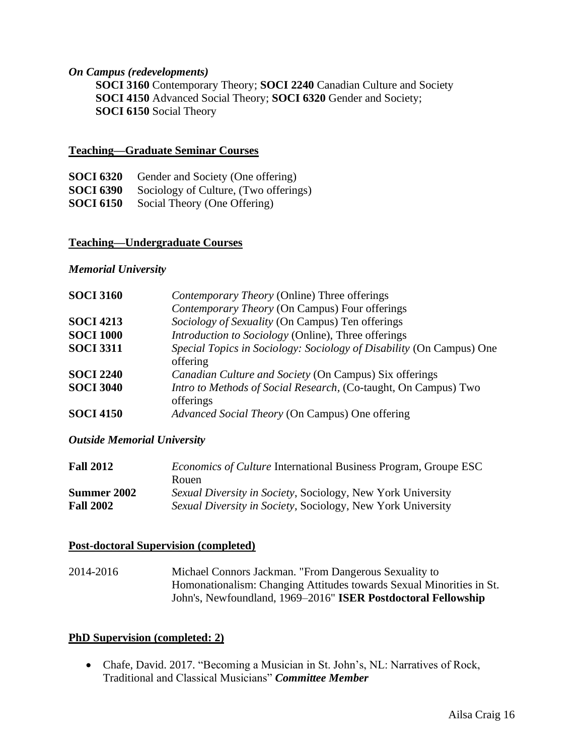*On Campus (redevelopments)*

**SOCI 3160** Contemporary Theory; **SOCI 2240** Canadian Culture and Society
**SOCI 4150** Advanced Social Theory; **SOCI 6320** Gender and Society;
**SOCI 6150** Social Theory

## Teaching—Graduate Seminar Courses

**SOCI 6320** Gender and Society (One offering)
**SOCI 6390** Sociology of Culture, (Two offerings)
**SOCI 6150** Social Theory (One Offering)

## Teaching—Undergraduate Courses

### *Memorial University*

| | |
|---|---|
| **SOCI 3160** | *Contemporary Theory* (Online) Three offerings<br>*Contemporary Theory* (On Campus) Four offerings |
| **SOCI 4213** | *Sociology of Sexuality* (On Campus) Ten offerings |
| **SOCI 1000** | *Introduction to Sociology* (Online), Three offerings |
| **SOCI 3311** | *Special Topics in Sociology: Sociology of Disability* (On Campus) One offering |
| **SOCI 2240** | *Canadian Culture and Society* (On Campus) Six offerings |
| **SOCI 3040** | *Intro to Methods of Social Research,* (Co-taught, On Campus) Two offerings |
| **SOCI 4150** | *Advanced Social Theory* (On Campus) One offering |

### *Outside Memorial University*

| | |
|---|---|
| **Fall 2012** | *Economics of Culture* International Business Program, Groupe ESC Rouen |
| **Summer 2002** | *Sexual Diversity in Society*, Sociology, New York University |
| **Fall 2002** | *Sexual Diversity in Society*, Sociology, New York University |

## Post-doctoral Supervision (completed)

| | |
|---|---|
| 2014-2016 | Michael Connors Jackman. "From Dangerous Sexuality to Homonationalism: Changing Attitudes towards Sexual Minorities in St. John's, Newfoundland, 1969–2016" **ISER Postdoctoral Fellowship** |

## PhD Supervision (completed: 2)

- Chafe, David. 2017. "Becoming a Musician in St. John's, NL: Narratives of Rock, Traditional and Classical Musicians" ***Committee Member***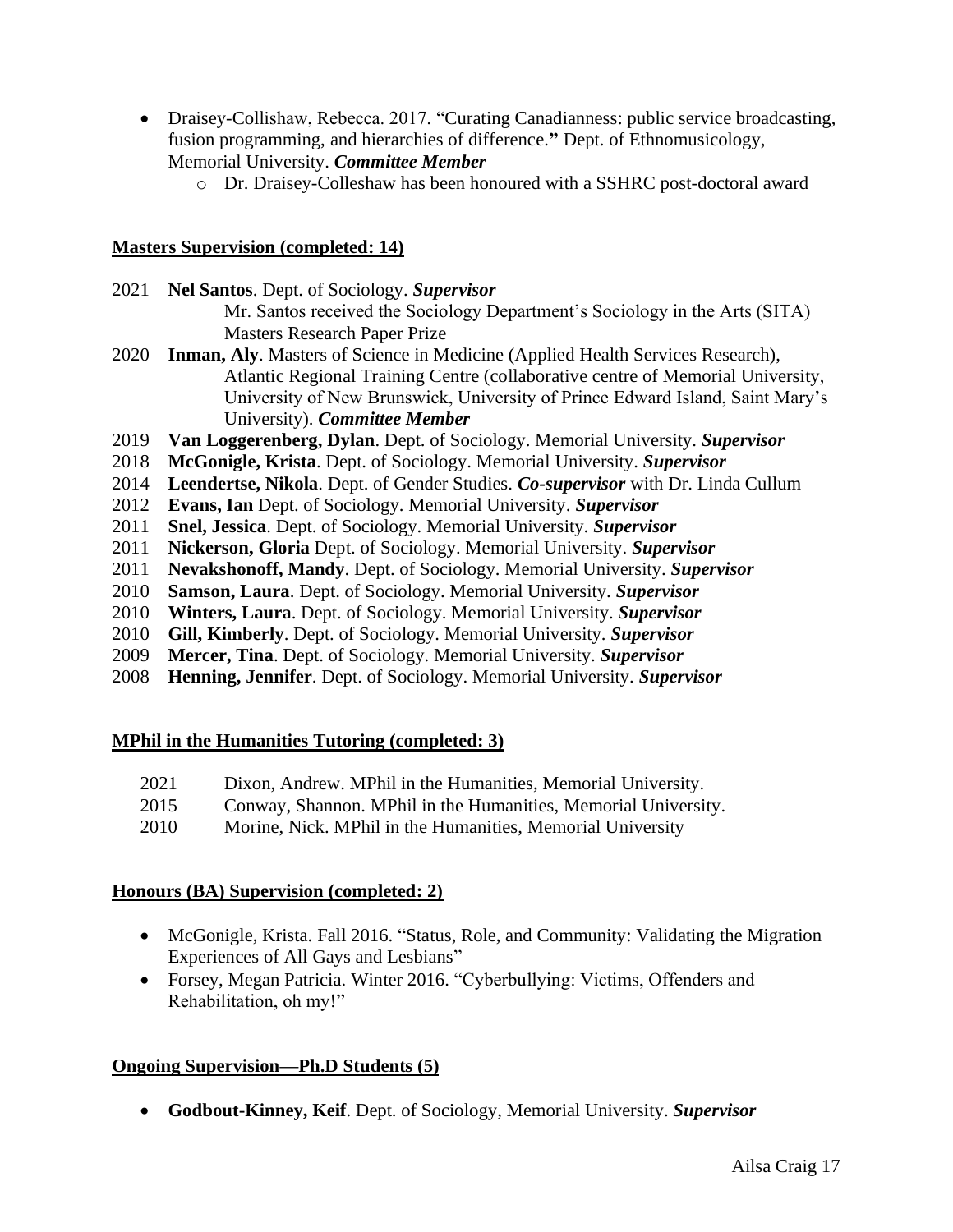- Draisey-Collishaw, Rebecca. 2017. "Curating Canadianness: public service broadcasting, fusion programming, and hierarchies of difference." Dept. of Ethnomusicology, Memorial University. ***Committee Member***
  - Dr. Draisey-Colleshaw has been honoured with a SSHRC post-doctoral award

**Masters Supervision (completed: 14)**

2021 **Nel Santos**. Dept. of Sociology. ***Supervisor***
Mr. Santos received the Sociology Department's Sociology in the Arts (SITA) Masters Research Paper Prize

2020 **Inman, Aly**. Masters of Science in Medicine (Applied Health Services Research), Atlantic Regional Training Centre (collaborative centre of Memorial University, University of New Brunswick, University of Prince Edward Island, Saint Mary's University). ***Committee Member***

2019 **Van Loggerenberg, Dylan**. Dept. of Sociology. Memorial University. ***Supervisor***

2018 **McGonigle, Krista**. Dept. of Sociology. Memorial University. ***Supervisor***

2014 **Leendertse, Nikola**. Dept. of Gender Studies. ***Co-supervisor*** with Dr. Linda Cullum

2012 **Evans, Ian** Dept. of Sociology. Memorial University. ***Supervisor***

2011 **Snel, Jessica**. Dept. of Sociology. Memorial University. ***Supervisor***

2011 **Nickerson, Gloria** Dept. of Sociology. Memorial University. ***Supervisor***

2011 **Nevakshonoff, Mandy**. Dept. of Sociology. Memorial University. ***Supervisor***

2010 **Samson, Laura**. Dept. of Sociology. Memorial University. ***Supervisor***

2010 **Winters, Laura**. Dept. of Sociology. Memorial University. ***Supervisor***

2010 **Gill, Kimberly**. Dept. of Sociology. Memorial University. ***Supervisor***

2009 **Mercer, Tina**. Dept. of Sociology. Memorial University. ***Supervisor***

2008 **Henning, Jennifer**. Dept. of Sociology. Memorial University. ***Supervisor***

**MPhil in the Humanities Tutoring (completed: 3)**

2021 Dixon, Andrew. MPhil in the Humanities, Memorial University.

2015 Conway, Shannon. MPhil in the Humanities, Memorial University.

2010 Morine, Nick. MPhil in the Humanities, Memorial University

**Honours (BA) Supervision (completed: 2)**

- McGonigle, Krista. Fall 2016. "Status, Role, and Community: Validating the Migration Experiences of All Gays and Lesbians"
- Forsey, Megan Patricia. Winter 2016. "Cyberbullying: Victims, Offenders and Rehabilitation, oh my!"

**Ongoing Supervision—Ph.D Students (5)**

- **Godbout-Kinney, Keif**. Dept. of Sociology, Memorial University. ***Supervisor***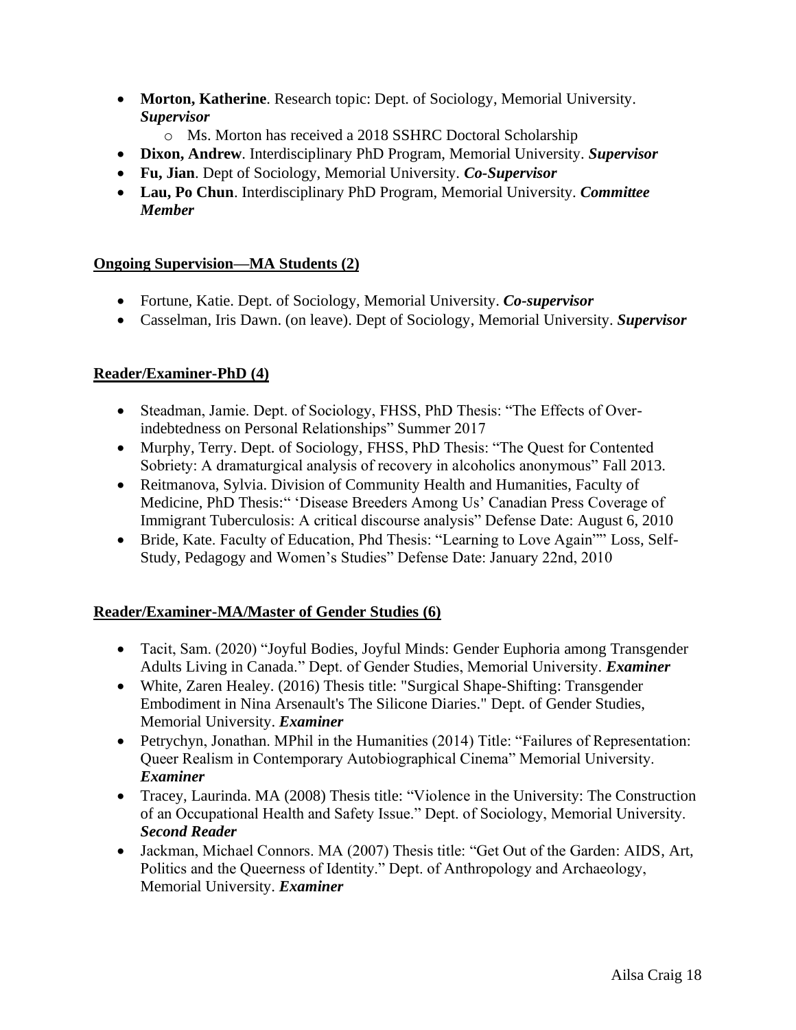- **Morton, Katherine**. Research topic: Dept. of Sociology, Memorial University. ***Supervisor***
    - Ms. Morton has received a 2018 SSHRC Doctoral Scholarship
- **Dixon, Andrew**. Interdisciplinary PhD Program, Memorial University. ***Supervisor***
- **Fu, Jian**. Dept of Sociology, Memorial University. ***Co-Supervisor***
- **Lau, Po Chun**. Interdisciplinary PhD Program, Memorial University. ***Committee Member***

**<u>Ongoing Supervision—MA Students (2)</u>**

- Fortune, Katie. Dept. of Sociology, Memorial University. ***Co-supervisor***
- Casselman, Iris Dawn. (on leave). Dept of Sociology, Memorial University. ***Supervisor***

**<u>Reader/Examiner-PhD (4)</u>**

- Steadman, Jamie. Dept. of Sociology, FHSS, PhD Thesis: "The Effects of Over-indebtedness on Personal Relationships" Summer 2017
- Murphy, Terry. Dept. of Sociology, FHSS, PhD Thesis: "The Quest for Contented Sobriety: A dramaturgical analysis of recovery in alcoholics anonymous" Fall 2013.
- Reitmanova, Sylvia. Division of Community Health and Humanities, Faculty of Medicine, PhD Thesis:" 'Disease Breeders Among Us' Canadian Press Coverage of Immigrant Tuberculosis: A critical discourse analysis" Defense Date: August 6, 2010
- Bride, Kate. Faculty of Education, Phd Thesis: "Learning to Love Again"" Loss, Self-Study, Pedagogy and Women's Studies" Defense Date: January 22nd, 2010

**<u>Reader/Examiner-MA/Master of Gender Studies (6)</u>**

- Tacit, Sam. (2020) "Joyful Bodies, Joyful Minds: Gender Euphoria among Transgender Adults Living in Canada." Dept. of Gender Studies, Memorial University. ***Examiner***
- White, Zaren Healey. (2016) Thesis title: "Surgical Shape-Shifting: Transgender Embodiment in Nina Arsenault's The Silicone Diaries." Dept. of Gender Studies, Memorial University. ***Examiner***
- Petrychyn, Jonathan. MPhil in the Humanities (2014) Title: "Failures of Representation: Queer Realism in Contemporary Autobiographical Cinema" Memorial University. ***Examiner***
- Tracey, Laurinda. MA (2008) Thesis title: "Violence in the University: The Construction of an Occupational Health and Safety Issue." Dept. of Sociology, Memorial University. ***Second Reader***
- Jackman, Michael Connors. MA (2007) Thesis title: "Get Out of the Garden: AIDS, Art, Politics and the Queerness of Identity." Dept. of Anthropology and Archaeology, Memorial University. ***Examiner***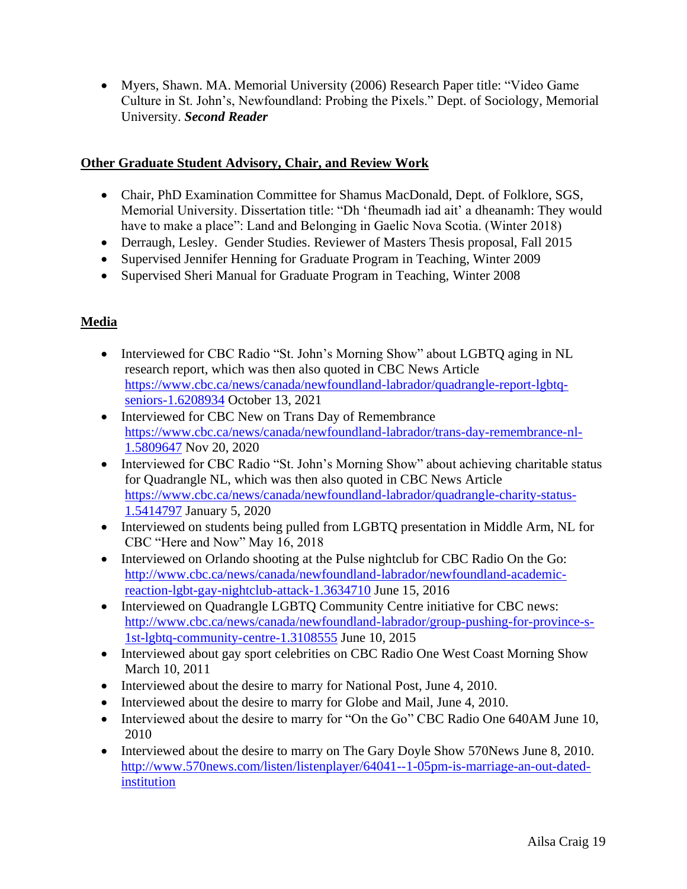- Myers, Shawn. MA. Memorial University (2006) Research Paper title: "Video Game Culture in St. John's, Newfoundland: Probing the Pixels." Dept. of Sociology, Memorial University. ***Second Reader***

**Other Graduate Student Advisory, Chair, and Review Work**

- Chair, PhD Examination Committee for Shamus MacDonald, Dept. of Folklore, SGS, Memorial University. Dissertation title: "Dh 'fheumadh iad ait' a dheanamh: They would have to make a place": Land and Belonging in Gaelic Nova Scotia. (Winter 2018)
- Derraugh, Lesley. Gender Studies. Reviewer of Masters Thesis proposal, Fall 2015
- Supervised Jennifer Henning for Graduate Program in Teaching, Winter 2009
- Supervised Sheri Manual for Graduate Program in Teaching, Winter 2008

**Media**

- Interviewed for CBC Radio "St. John's Morning Show" about LGBTQ aging in NL research report, which was then also quoted in CBC News Article https://www.cbc.ca/news/canada/newfoundland-labrador/quadrangle-report-lgbtq-seniors-1.6208934 October 13, 2021
- Interviewed for CBC New on Trans Day of Remembrance https://www.cbc.ca/news/canada/newfoundland-labrador/trans-day-remembrance-nl-1.5809647 Nov 20, 2020
- Interviewed for CBC Radio "St. John's Morning Show" about achieving charitable status for Quadrangle NL, which was then also quoted in CBC News Article https://www.cbc.ca/news/canada/newfoundland-labrador/quadrangle-charity-status-1.5414797 January 5, 2020
- Interviewed on students being pulled from LGBTQ presentation in Middle Arm, NL for CBC "Here and Now" May 16, 2018
- Interviewed on Orlando shooting at the Pulse nightclub for CBC Radio On the Go: http://www.cbc.ca/news/canada/newfoundland-labrador/newfoundland-academic-reaction-lgbt-gay-nightclub-attack-1.3634710 June 15, 2016
- Interviewed on Quadrangle LGBTQ Community Centre initiative for CBC news: http://www.cbc.ca/news/canada/newfoundland-labrador/group-pushing-for-province-s-1st-lgbtq-community-centre-1.3108555 June 10, 2015
- Interviewed about gay sport celebrities on CBC Radio One West Coast Morning Show March 10, 2011
- Interviewed about the desire to marry for National Post, June 4, 2010.
- Interviewed about the desire to marry for Globe and Mail, June 4, 2010.
- Interviewed about the desire to marry for "On the Go" CBC Radio One 640AM June 10, 2010
- Interviewed about the desire to marry on The Gary Doyle Show 570News June 8, 2010. http://www.570news.com/listen/listenplayer/64041--1-05pm-is-marriage-an-out-dated-institution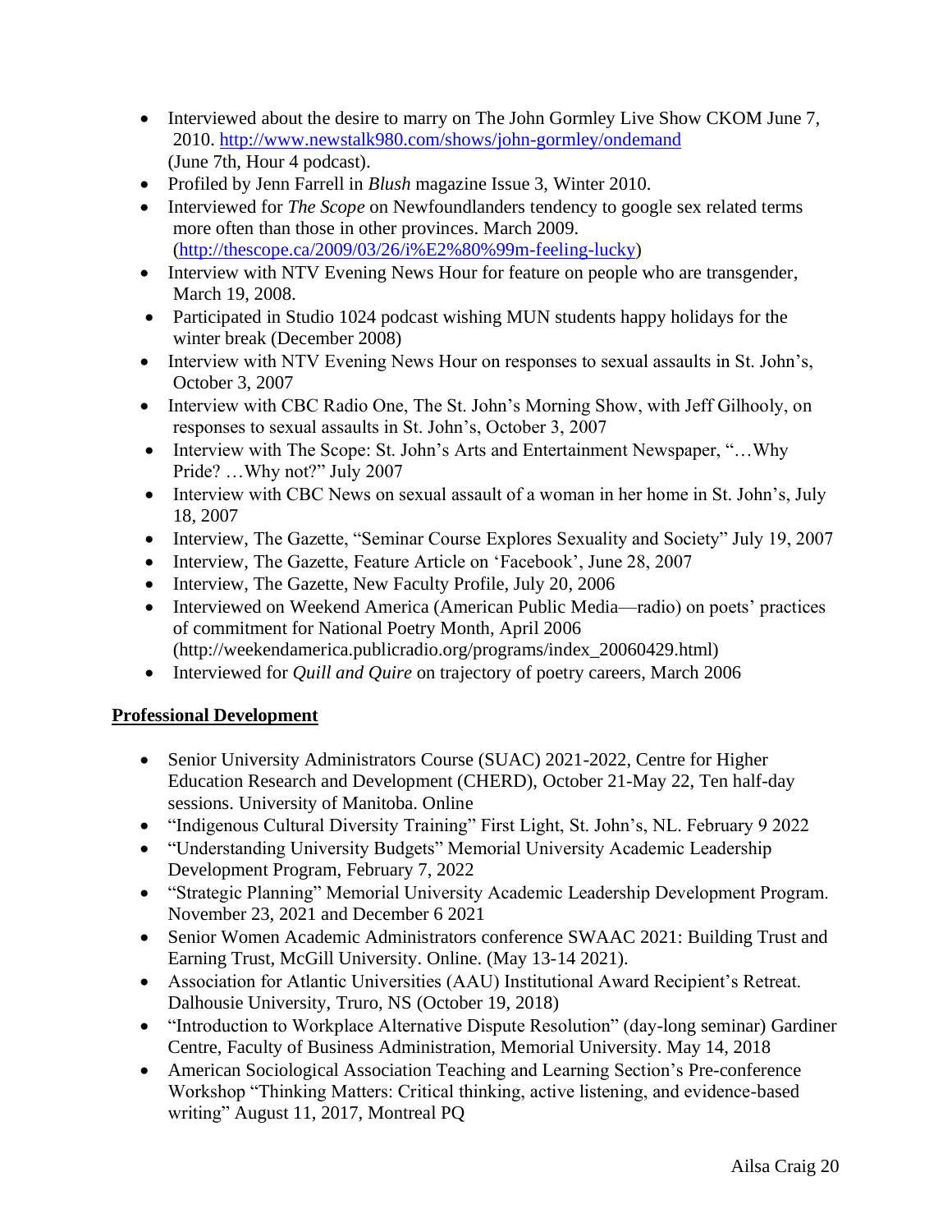- Interviewed about the desire to marry on The John Gormley Live Show CKOM June 7, 2010. http://www.newstalk980.com/shows/john-gormley/ondemand (June 7th, Hour 4 podcast).
- Profiled by Jenn Farrell in *Blush* magazine Issue 3, Winter 2010.
- Interviewed for *The Scope* on Newfoundlanders tendency to google sex related terms more often than those in other provinces. March 2009. (http://thescope.ca/2009/03/26/i%E2%80%99m-feeling-lucky)
- Interview with NTV Evening News Hour for feature on people who are transgender, March 19, 2008.
- Participated in Studio 1024 podcast wishing MUN students happy holidays for the winter break (December 2008)
- Interview with NTV Evening News Hour on responses to sexual assaults in St. John's, October 3, 2007
- Interview with CBC Radio One, The St. John's Morning Show, with Jeff Gilhooly, on responses to sexual assaults in St. John's, October 3, 2007
- Interview with The Scope: St. John's Arts and Entertainment Newspaper, "…Why Pride? …Why not?" July 2007
- Interview with CBC News on sexual assault of a woman in her home in St. John's, July 18, 2007
- Interview, The Gazette, "Seminar Course Explores Sexuality and Society" July 19, 2007
- Interview, The Gazette, Feature Article on 'Facebook', June 28, 2007
- Interview, The Gazette, New Faculty Profile, July 20, 2006
- Interviewed on Weekend America (American Public Media—radio) on poets' practices of commitment for National Poetry Month, April 2006 (http://weekendamerica.publicradio.org/programs/index_20060429.html)
- Interviewed for *Quill and Quire* on trajectory of poetry careers, March 2006

## Professional Development

- Senior University Administrators Course (SUAC) 2021-2022, Centre for Higher Education Research and Development (CHERD), October 21-May 22, Ten half-day sessions. University of Manitoba. Online
- "Indigenous Cultural Diversity Training" First Light, St. John's, NL. February 9 2022
- "Understanding University Budgets" Memorial University Academic Leadership Development Program, February 7, 2022
- "Strategic Planning" Memorial University Academic Leadership Development Program. November 23, 2021 and December 6 2021
- Senior Women Academic Administrators conference SWAAC 2021: Building Trust and Earning Trust, McGill University. Online. (May 13-14 2021).
- Association for Atlantic Universities (AAU) Institutional Award Recipient's Retreat. Dalhousie University, Truro, NS (October 19, 2018)
- "Introduction to Workplace Alternative Dispute Resolution" (day-long seminar) Gardiner Centre, Faculty of Business Administration, Memorial University. May 14, 2018
- American Sociological Association Teaching and Learning Section's Pre-conference Workshop "Thinking Matters: Critical thinking, active listening, and evidence-based writing" August 11, 2017, Montreal PQ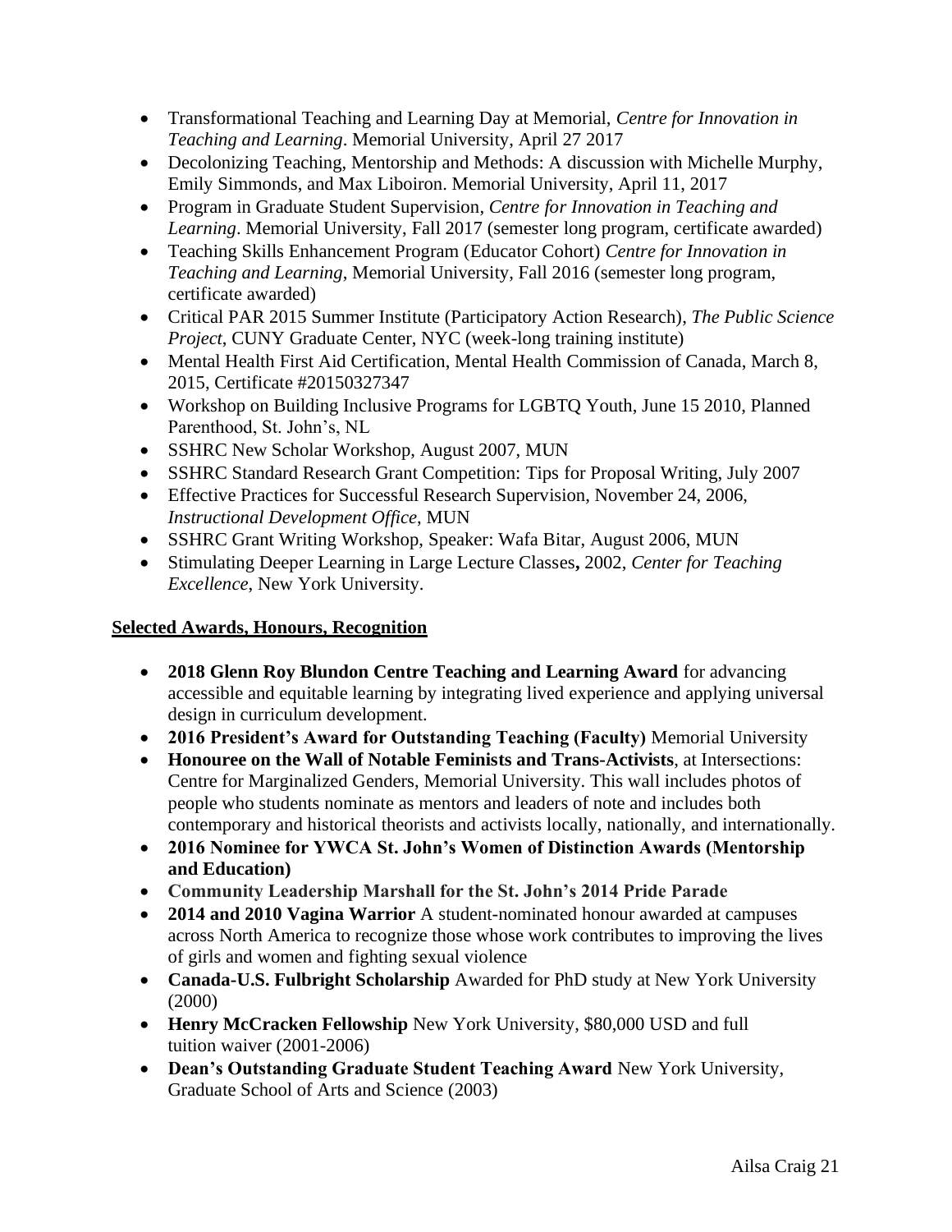- Transformational Teaching and Learning Day at Memorial, *Centre for Innovation in Teaching and Learning*. Memorial University, April 27 2017
- Decolonizing Teaching, Mentorship and Methods: A discussion with Michelle Murphy, Emily Simmonds, and Max Liboiron. Memorial University, April 11, 2017
- Program in Graduate Student Supervision, *Centre for Innovation in Teaching and Learning*. Memorial University, Fall 2017 (semester long program, certificate awarded)
- Teaching Skills Enhancement Program (Educator Cohort) *Centre for Innovation in Teaching and Learning*, Memorial University, Fall 2016 (semester long program, certificate awarded)
- Critical PAR 2015 Summer Institute (Participatory Action Research), *The Public Science Project*, CUNY Graduate Center, NYC (week-long training institute)
- Mental Health First Aid Certification, Mental Health Commission of Canada, March 8, 2015, Certificate #20150327347
- Workshop on Building Inclusive Programs for LGBTQ Youth, June 15 2010, Planned Parenthood, St. John's, NL
- SSHRC New Scholar Workshop, August 2007, MUN
- SSHRC Standard Research Grant Competition: Tips for Proposal Writing, July 2007
- Effective Practices for Successful Research Supervision, November 24, 2006, *Instructional Development Office*, MUN
- SSHRC Grant Writing Workshop, Speaker: Wafa Bitar, August 2006, MUN
- Stimulating Deeper Learning in Large Lecture Classes**,** 2002, *Center for Teaching Excellence*, New York University.

## Selected Awards, Honours, Recognition

- **2018 Glenn Roy Blundon Centre Teaching and Learning Award** for advancing accessible and equitable learning by integrating lived experience and applying universal design in curriculum development.
- **2016 President's Award for Outstanding Teaching (Faculty)** Memorial University
- **Honouree on the Wall of Notable Feminists and Trans-Activists**, at Intersections: Centre for Marginalized Genders, Memorial University. This wall includes photos of people who students nominate as mentors and leaders of note and includes both contemporary and historical theorists and activists locally, nationally, and internationally.
- **2016 Nominee for YWCA St. John's Women of Distinction Awards (Mentorship and Education)**
- **Community Leadership Marshall for the St. John's 2014 Pride Parade**
- **2014 and 2010 Vagina Warrior** A student-nominated honour awarded at campuses across North America to recognize those whose work contributes to improving the lives of girls and women and fighting sexual violence
- **Canada-U.S. Fulbright Scholarship** Awarded for PhD study at New York University (2000)
- **Henry McCracken Fellowship** New York University, $80,000 USD and full tuition waiver (2001-2006)
- **Dean's Outstanding Graduate Student Teaching Award** New York University, Graduate School of Arts and Science (2003)